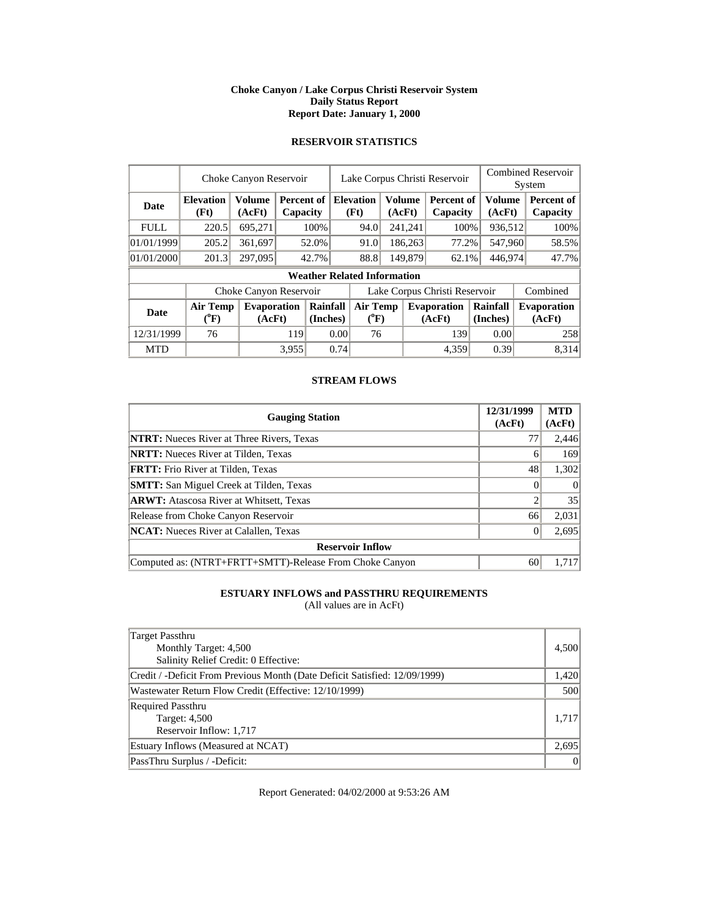**Choke Canyon / Lake Corpus Christi Reservoir System**
**Daily Status Report**
**Report Date: January 1, 2000**

## RESERVOIR STATISTICS

| | Choke Canyon Reservoir | | | Lake Corpus Christi Reservoir | | | Combined Reservoir System | |
|---|---|---|---|---|---|---|---|---|
| **Date** | **Elevation (Ft)** | **Volume (AcFt)** | **Percent of Capacity** | **Elevation (Ft)** | **Volume (AcFt)** | **Percent of Capacity** | **Volume (AcFt)** | **Percent of Capacity** |
| FULL | 220.5 | 695,271 | 100% | 94.0 | 241,241 | 100% | 936,512 | 100% |
| 01/01/1999 | 205.2 | 361,697 | 52.0% | 91.0 | 186,263 | 77.2% | 547,960 | 58.5% |
| 01/01/2000 | 201.3 | 297,095 | 42.7% | 88.8 | 149,879 | 62.1% | 446,974 | 47.7% |

**Weather Related Information**

| | Choke Canyon Reservoir | | | Lake Corpus Christi Reservoir | | | Combined |
|---|---|---|---|---|---|---|---|
| **Date** | **Air Temp (°F)** | **Evaporation (AcFt)** | **Rainfall (Inches)** | **Air Temp (°F)** | **Evaporation (AcFt)** | **Rainfall (Inches)** | **Evaporation (AcFt)** |
| 12/31/1999 | 76 | 119 | 0.00 | 76 | 139 | 0.00 | 258 |
| MTD | | 3,955 | 0.74 | | 4,359 | 0.39 | 8,314 |

## STREAM FLOWS

| Gauging Station | 12/31/1999 (AcFt) | MTD (AcFt) |
|---|---|---|
| **NTRT:** Nueces River at Three Rivers, Texas | 77 | 2,446 |
| **NRTT:** Nueces River at Tilden, Texas | 6 | 169 |
| **FRTT:** Frio River at Tilden, Texas | 48 | 1,302 |
| **SMTT:** San Miguel Creek at Tilden, Texas | 0 | 0 |
| **ARWT:** Atascosa River at Whitsett, Texas | 2 | 35 |
| Release from Choke Canyon Reservoir | 66 | 2,031 |
| **NCAT:** Nueces River at Calallen, Texas | 0 | 2,695 |
| **Reservoir Inflow** | | |
| Computed as: (NTRT+FRTT+SMTT)-Release From Choke Canyon | 60 | 1,717 |

## ESTUARY INFLOWS and PASSTHRU REQUIREMENTS

(All values are in AcFt)

| | |
|---|---|
| Target Passthru<br>Monthly Target: 4,500<br>Salinity Relief Credit: 0 Effective: | 4,500 |
| Credit / -Deficit From Previous Month (Date Deficit Satisfied: 12/09/1999) | 1,420 |
| Wastewater Return Flow Credit (Effective: 12/10/1999) | 500 |
| Required Passthru<br>Target: 4,500<br>Reservoir Inflow: 1,717 | 1,717 |
| Estuary Inflows (Measured at NCAT) | 2,695 |
| PassThru Surplus / -Deficit: | 0 |

Report Generated: 04/02/2000 at 9:53:26 AM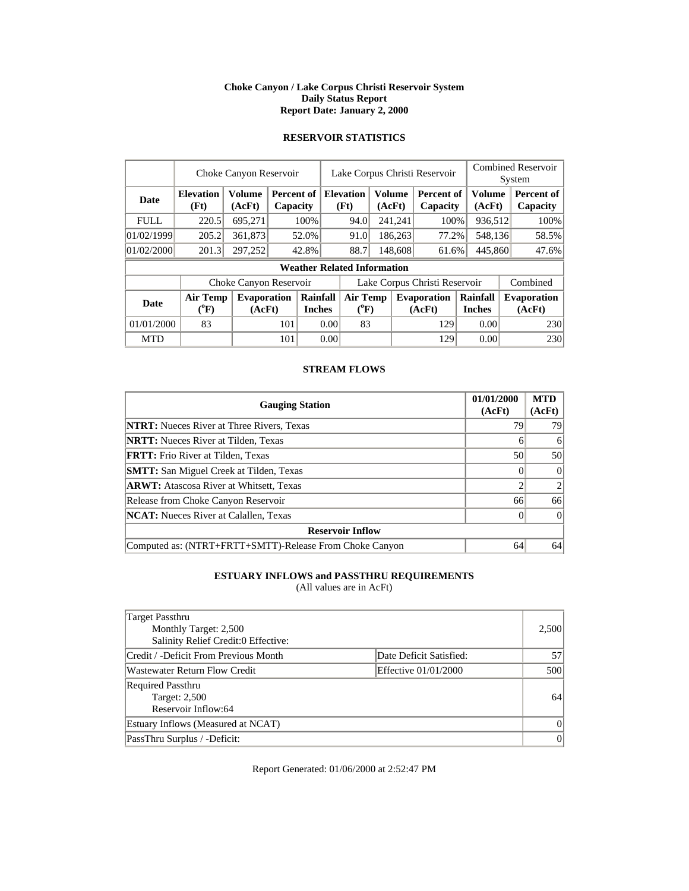**Choke Canyon / Lake Corpus Christi Reservoir System**
**Daily Status Report**
**Report Date: January 2, 2000**

## RESERVOIR STATISTICS

| | Choke Canyon Reservoir | | | Lake Corpus Christi Reservoir | | | Combined Reservoir System | |
|---|---|---|---|---|---|---|---|---|
| **Date** | **Elevation (Ft)** | **Volume (AcFt)** | **Percent of Capacity** | **Elevation (Ft)** | **Volume (AcFt)** | **Percent of Capacity** | **Volume (AcFt)** | **Percent of Capacity** |
| FULL | 220.5 | 695,271 | 100% | 94.0 | 241,241 | 100% | 936,512 | 100% |
| 01/02/1999 | 205.2 | 361,873 | 52.0% | 91.0 | 186,263 | 77.2% | 548,136 | 58.5% |
| 01/02/2000 | 201.3 | 297,252 | 42.8% | 88.7 | 148,608 | 61.6% | 445,860 | 47.6% |

**Weather Related Information**

| | Choke Canyon Reservoir | | | Lake Corpus Christi Reservoir | | | Combined |
|---|---|---|---|---|---|---|---|
| **Date** | **Air Temp (°F)** | **Evaporation (AcFt)** | **Rainfall Inches** | **Air Temp (°F)** | **Evaporation (AcFt)** | **Rainfall Inches** | **Evaporation (AcFt)** |
| 01/01/2000 | 83 | 101 | 0.00 | 83 | 129 | 0.00 | 230 |
| MTD | | 101 | 0.00 | | 129 | 0.00 | 230 |

## STREAM FLOWS

| Gauging Station | 01/01/2000 (AcFt) | MTD (AcFt) |
|---|---|---|
| **NTRT:** Nueces River at Three Rivers, Texas | 79 | 79 |
| **NRTT:** Nueces River at Tilden, Texas | 6 | 6 |
| **FRTT:** Frio River at Tilden, Texas | 50 | 50 |
| **SMTT:** San Miguel Creek at Tilden, Texas | 0 | 0 |
| **ARWT:** Atascosa River at Whitsett, Texas | 2 | 2 |
| Release from Choke Canyon Reservoir | 66 | 66 |
| **NCAT:** Nueces River at Calallen, Texas | 0 | 0 |
| **Reservoir Inflow** | | |
| Computed as: (NTRT+FRTT+SMTT)-Release From Choke Canyon | 64 | 64 |

## ESTUARY INFLOWS and PASSTHRU REQUIREMENTS

(All values are in AcFt)

| | | |
|---|---|---|
| Target Passthru<br>Monthly Target: 2,500<br>Salinity Relief Credit:0 Effective: | | 2,500 |
| Credit / -Deficit From Previous Month | Date Deficit Satisfied: | 57 |
| Wastewater Return Flow Credit | Effective 01/01/2000 | 500 |
| Required Passthru<br>Target: 2,500<br>Reservoir Inflow:64 | | 64 |
| Estuary Inflows (Measured at NCAT) | | 0 |
| PassThru Surplus / -Deficit: | | 0 |

Report Generated: 01/06/2000 at 2:52:47 PM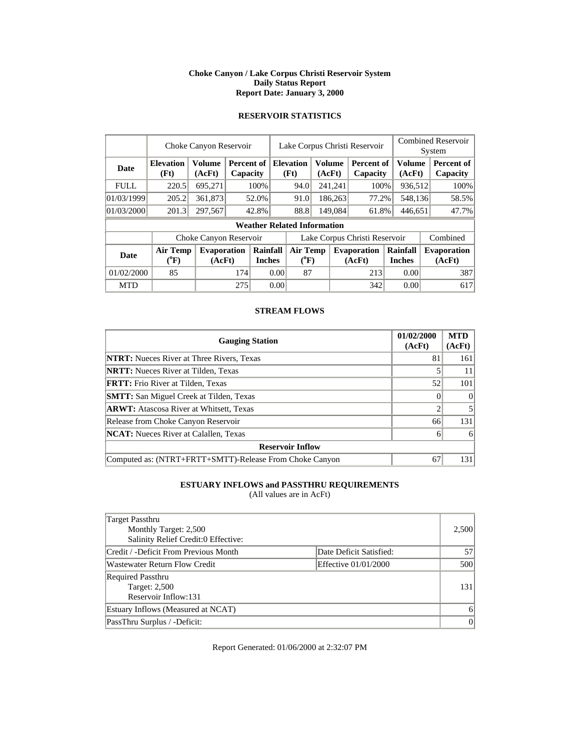**Choke Canyon / Lake Corpus Christi Reservoir System**
**Daily Status Report**
**Report Date: January 3, 2000**

## RESERVOIR STATISTICS

| | Choke Canyon Reservoir | | | Lake Corpus Christi Reservoir | | | Combined Reservoir System | |
|---|---|---|---|---|---|---|---|---|
| **Date** | **Elevation (Ft)** | **Volume (AcFt)** | **Percent of Capacity** | **Elevation (Ft)** | **Volume (AcFt)** | **Percent of Capacity** | **Volume (AcFt)** | **Percent of Capacity** |
| FULL | 220.5 | 695,271 | 100% | 94.0 | 241,241 | 100% | 936,512 | 100% |
| 01/03/1999 | 205.2 | 361,873 | 52.0% | 91.0 | 186,263 | 77.2% | 548,136 | 58.5% |
| 01/03/2000 | 201.3 | 297,567 | 42.8% | 88.8 | 149,084 | 61.8% | 446,651 | 47.7% |

**Weather Related Information**

| | Choke Canyon Reservoir | | | Lake Corpus Christi Reservoir | | | Combined |
|---|---|---|---|---|---|---|---|
| **Date** | **Air Temp (°F)** | **Evaporation (AcFt)** | **Rainfall Inches** | **Air Temp (°F)** | **Evaporation (AcFt)** | **Rainfall Inches** | **Evaporation (AcFt)** |
| 01/02/2000 | 85 | 174 | 0.00 | 87 | 213 | 0.00 | 387 |
| MTD | | 275 | 0.00 | | 342 | 0.00 | 617 |

## STREAM FLOWS

| Gauging Station | 01/02/2000 (AcFt) | MTD (AcFt) |
|---|---|---|
| **NTRT:** Nueces River at Three Rivers, Texas | 81 | 161 |
| **NRTT:** Nueces River at Tilden, Texas | 5 | 11 |
| **FRTT:** Frio River at Tilden, Texas | 52 | 101 |
| **SMTT:** San Miguel Creek at Tilden, Texas | 0 | 0 |
| **ARWT:** Atascosa River at Whitsett, Texas | 2 | 5 |
| Release from Choke Canyon Reservoir | 66 | 131 |
| **NCAT:** Nueces River at Calallen, Texas | 6 | 6 |
| **Reservoir Inflow** | | |
| Computed as: (NTRT+FRTT+SMTT)-Release From Choke Canyon | 67 | 131 |

## ESTUARY INFLOWS and PASSTHRU REQUIREMENTS

(All values are in AcFt)

| | | |
|---|---|---|
| Target Passthru<br>Monthly Target: 2,500<br>Salinity Relief Credit:0 Effective: | | 2,500 |
| Credit / -Deficit From Previous Month | Date Deficit Satisfied: | 57 |
| Wastewater Return Flow Credit | Effective 01/01/2000 | 500 |
| Required Passthru<br>Target: 2,500<br>Reservoir Inflow:131 | | 131 |
| Estuary Inflows (Measured at NCAT) | | 6 |
| PassThru Surplus / -Deficit: | | 0 |

Report Generated: 01/06/2000 at 2:32:07 PM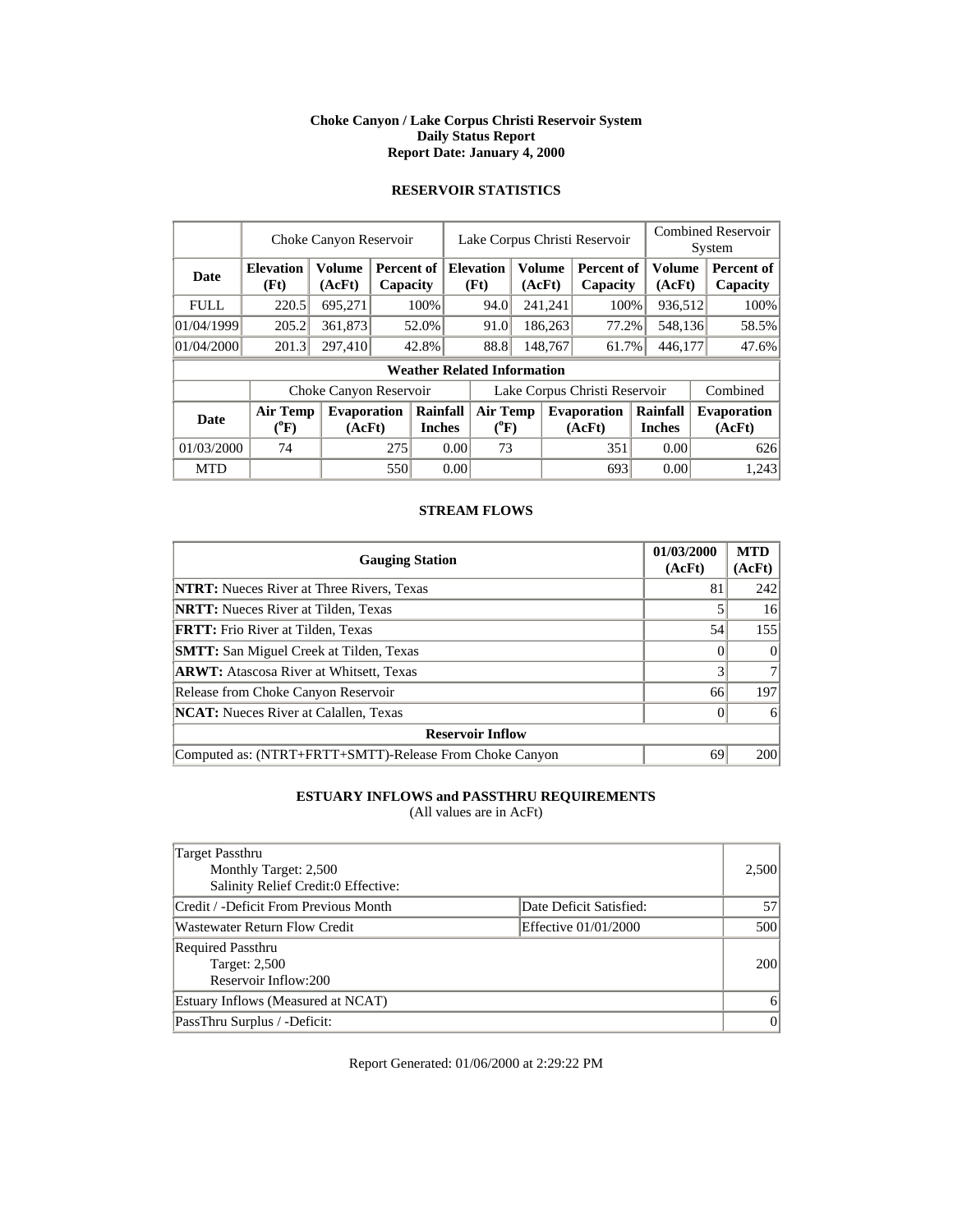**Choke Canyon / Lake Corpus Christi Reservoir System**
**Daily Status Report**
**Report Date: January 4, 2000**

## RESERVOIR STATISTICS

| | Choke Canyon Reservoir | | | Lake Corpus Christi Reservoir | | | Combined Reservoir System | |
|---|---|---|---|---|---|---|---|---|
| **Date** | **Elevation (Ft)** | **Volume (AcFt)** | **Percent of Capacity** | **Elevation (Ft)** | **Volume (AcFt)** | **Percent of Capacity** | **Volume (AcFt)** | **Percent of Capacity** |
| FULL | 220.5 | 695,271 | 100% | 94.0 | 241,241 | 100% | 936,512 | 100% |
| 01/04/1999 | 205.2 | 361,873 | 52.0% | 91.0 | 186,263 | 77.2% | 548,136 | 58.5% |
| 01/04/2000 | 201.3 | 297,410 | 42.8% | 88.8 | 148,767 | 61.7% | 446,177 | 47.6% |

**Weather Related Information**

| | Choke Canyon Reservoir | | | Lake Corpus Christi Reservoir | | | Combined |
|---|---|---|---|---|---|---|---|
| **Date** | **Air Temp (°F)** | **Evaporation (AcFt)** | **Rainfall Inches** | **Air Temp (°F)** | **Evaporation (AcFt)** | **Rainfall Inches** | **Evaporation (AcFt)** |
| 01/03/2000 | 74 | 275 | 0.00 | 73 | 351 | 0.00 | 626 |
| MTD | | 550 | 0.00 | | 693 | 0.00 | 1,243 |

## STREAM FLOWS

| Gauging Station | 01/03/2000 (AcFt) | MTD (AcFt) |
|---|---|---|
| **NTRT:** Nueces River at Three Rivers, Texas | 81 | 242 |
| **NRTT:** Nueces River at Tilden, Texas | 5 | 16 |
| **FRTT:** Frio River at Tilden, Texas | 54 | 155 |
| **SMTT:** San Miguel Creek at Tilden, Texas | 0 | 0 |
| **ARWT:** Atascosa River at Whitsett, Texas | 3 | 7 |
| Release from Choke Canyon Reservoir | 66 | 197 |
| **NCAT:** Nueces River at Calallen, Texas | 0 | 6 |
| **Reservoir Inflow** | | |
| Computed as: (NTRT+FRTT+SMTT)-Release From Choke Canyon | 69 | 200 |

## ESTUARY INFLOWS and PASSTHRU REQUIREMENTS

(All values are in AcFt)

| | | |
|---|---|---|
| Target Passthru<br>Monthly Target: 2,500<br>Salinity Relief Credit:0 Effective: | | 2,500 |
| Credit / -Deficit From Previous Month | Date Deficit Satisfied: | 57 |
| Wastewater Return Flow Credit | Effective 01/01/2000 | 500 |
| Required Passthru<br>Target: 2,500<br>Reservoir Inflow:200 | | 200 |
| Estuary Inflows (Measured at NCAT) | | 6 |
| PassThru Surplus / -Deficit: | | 0 |

Report Generated: 01/06/2000 at 2:29:22 PM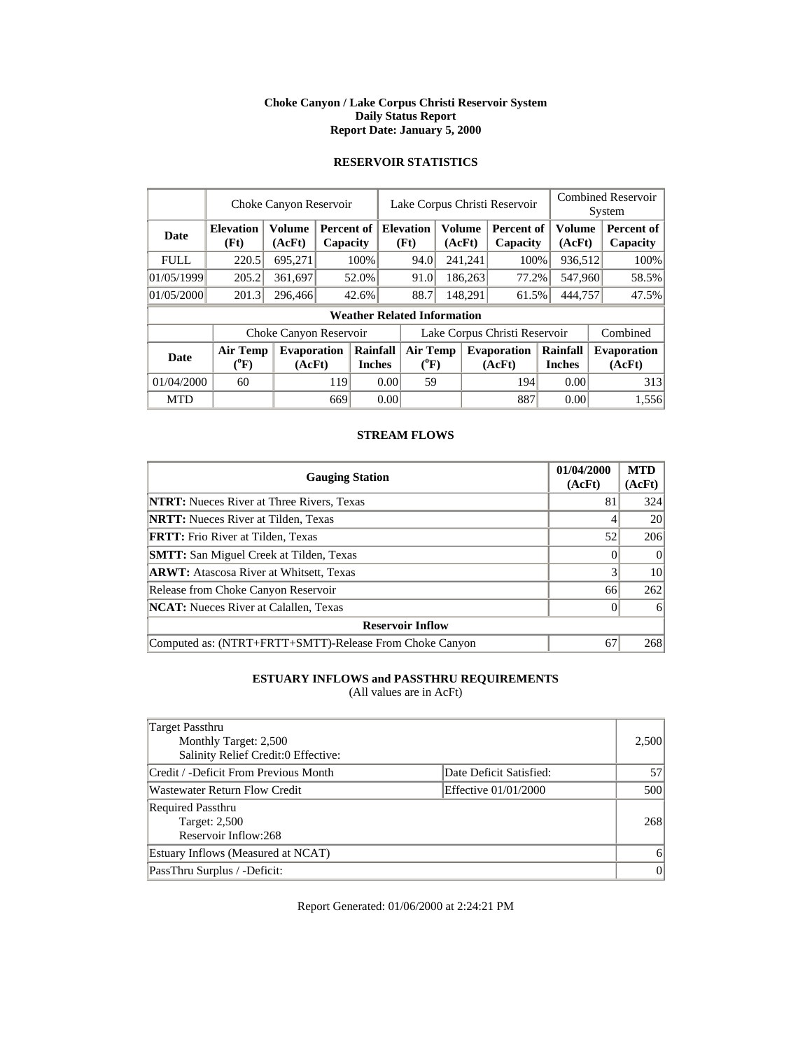**Choke Canyon / Lake Corpus Christi Reservoir System**
**Daily Status Report**
**Report Date: January 5, 2000**

## RESERVOIR STATISTICS

| | Choke Canyon Reservoir | | | Lake Corpus Christi Reservoir | | | Combined Reservoir System | |
|---|---|---|---|---|---|---|---|---|
| **Date** | **Elevation (Ft)** | **Volume (AcFt)** | **Percent of Capacity** | **Elevation (Ft)** | **Volume (AcFt)** | **Percent of Capacity** | **Volume (AcFt)** | **Percent of Capacity** |
| FULL | 220.5 | 695,271 | 100% | 94.0 | 241,241 | 100% | 936,512 | 100% |
| 01/05/1999 | 205.2 | 361,697 | 52.0% | 91.0 | 186,263 | 77.2% | 547,960 | 58.5% |
| 01/05/2000 | 201.3 | 296,466 | 42.6% | 88.7 | 148,291 | 61.5% | 444,757 | 47.5% |

**Weather Related Information**

| | Choke Canyon Reservoir | | | Lake Corpus Christi Reservoir | | | Combined |
|---|---|---|---|---|---|---|---|
| **Date** | **Air Temp (°F)** | **Evaporation (AcFt)** | **Rainfall Inches** | **Air Temp (°F)** | **Evaporation (AcFt)** | **Rainfall Inches** | **Evaporation (AcFt)** |
| 01/04/2000 | 60 | 119 | 0.00 | 59 | 194 | 0.00 | 313 |
| MTD | | 669 | 0.00 | | 887 | 0.00 | 1,556 |

## STREAM FLOWS

| Gauging Station | 01/04/2000 (AcFt) | MTD (AcFt) |
|---|---|---|
| **NTRT:** Nueces River at Three Rivers, Texas | 81 | 324 |
| **NRTT:** Nueces River at Tilden, Texas | 4 | 20 |
| **FRTT:** Frio River at Tilden, Texas | 52 | 206 |
| **SMTT:** San Miguel Creek at Tilden, Texas | 0 | 0 |
| **ARWT:** Atascosa River at Whitsett, Texas | 3 | 10 |
| Release from Choke Canyon Reservoir | 66 | 262 |
| **NCAT:** Nueces River at Calallen, Texas | 0 | 6 |
| **Reservoir Inflow** | | |
| Computed as: (NTRT+FRTT+SMTT)-Release From Choke Canyon | 67 | 268 |

## ESTUARY INFLOWS and PASSTHRU REQUIREMENTS

(All values are in AcFt)

| | | |
|---|---|---|
| Target Passthru<br>Monthly Target: 2,500<br>Salinity Relief Credit:0 Effective: | | 2,500 |
| Credit / -Deficit From Previous Month | Date Deficit Satisfied: | 57 |
| Wastewater Return Flow Credit | Effective 01/01/2000 | 500 |
| Required Passthru<br>Target: 2,500<br>Reservoir Inflow:268 | | 268 |
| Estuary Inflows (Measured at NCAT) | | 6 |
| PassThru Surplus / -Deficit: | | 0 |

Report Generated: 01/06/2000 at 2:24:21 PM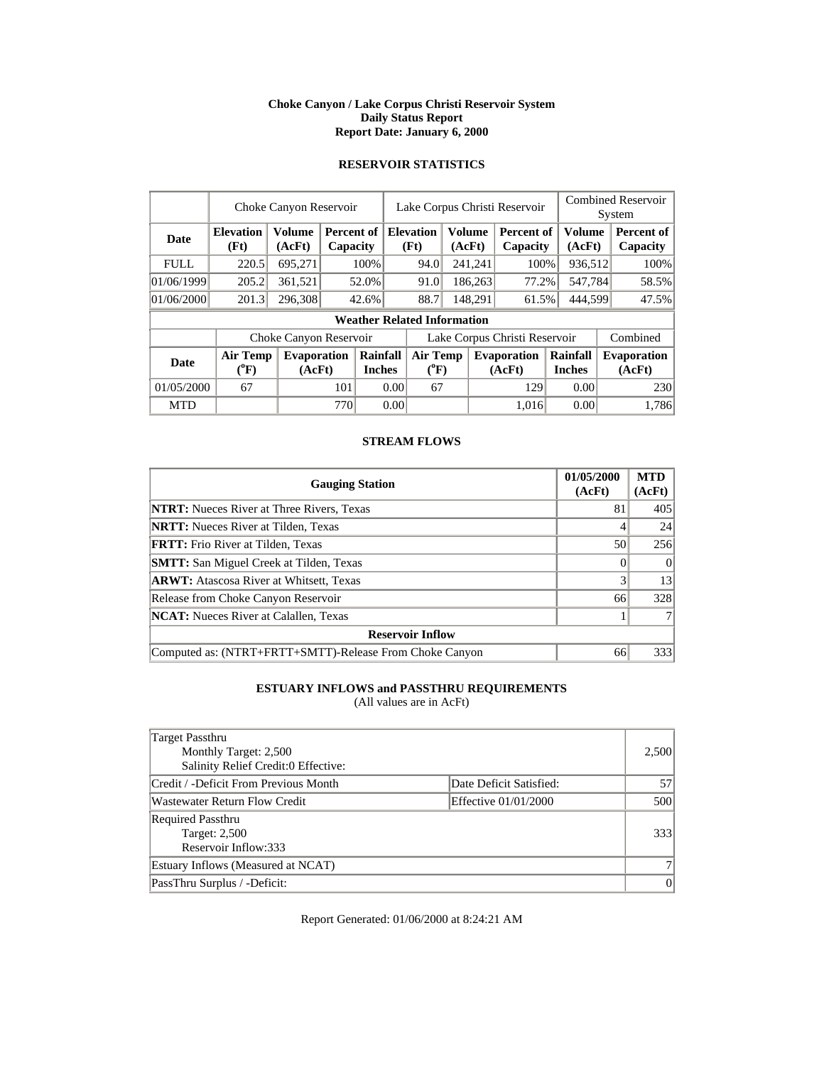**Choke Canyon / Lake Corpus Christi Reservoir System**
**Daily Status Report**
**Report Date: January 6, 2000**

## RESERVOIR STATISTICS

| | Choke Canyon Reservoir | | | Lake Corpus Christi Reservoir | | | Combined Reservoir System | |
|---|---|---|---|---|---|---|---|---|
| **Date** | **Elevation (Ft)** | **Volume (AcFt)** | **Percent of Capacity** | **Elevation (Ft)** | **Volume (AcFt)** | **Percent of Capacity** | **Volume (AcFt)** | **Percent of Capacity** |
| FULL | 220.5 | 695,271 | 100% | 94.0 | 241,241 | 100% | 936,512 | 100% |
| 01/06/1999 | 205.2 | 361,521 | 52.0% | 91.0 | 186,263 | 77.2% | 547,784 | 58.5% |
| 01/06/2000 | 201.3 | 296,308 | 42.6% | 88.7 | 148,291 | 61.5% | 444,599 | 47.5% |

**Weather Related Information**

| | Choke Canyon Reservoir | | | Lake Corpus Christi Reservoir | | | Combined |
|---|---|---|---|---|---|---|---|
| **Date** | **Air Temp (°F)** | **Evaporation (AcFt)** | **Rainfall Inches** | **Air Temp (°F)** | **Evaporation (AcFt)** | **Rainfall Inches** | **Evaporation (AcFt)** |
| 01/05/2000 | 67 | 101 | 0.00 | 67 | 129 | 0.00 | 230 |
| MTD | | 770 | 0.00 | | 1,016 | 0.00 | 1,786 |

## STREAM FLOWS

| Gauging Station | 01/05/2000 (AcFt) | MTD (AcFt) |
|---|---|---|
| **NTRT:** Nueces River at Three Rivers, Texas | 81 | 405 |
| **NRTT:** Nueces River at Tilden, Texas | 4 | 24 |
| **FRTT:** Frio River at Tilden, Texas | 50 | 256 |
| **SMTT:** San Miguel Creek at Tilden, Texas | 0 | 0 |
| **ARWT:** Atascosa River at Whitsett, Texas | 3 | 13 |
| Release from Choke Canyon Reservoir | 66 | 328 |
| **NCAT:** Nueces River at Calallen, Texas | 1 | 7 |
| **Reservoir Inflow** | | |
| Computed as: (NTRT+FRTT+SMTT)-Release From Choke Canyon | 66 | 333 |

## ESTUARY INFLOWS and PASSTHRU REQUIREMENTS

(All values are in AcFt)

| | | |
|---|---|---|
| Target Passthru<br>Monthly Target: 2,500<br>Salinity Relief Credit:0 Effective: | | 2,500 |
| Credit / -Deficit From Previous Month | Date Deficit Satisfied: | 57 |
| Wastewater Return Flow Credit | Effective 01/01/2000 | 500 |
| Required Passthru<br>Target: 2,500<br>Reservoir Inflow:333 | | 333 |
| Estuary Inflows (Measured at NCAT) | | 7 |
| PassThru Surplus / -Deficit: | | 0 |

Report Generated: 01/06/2000 at 8:24:21 AM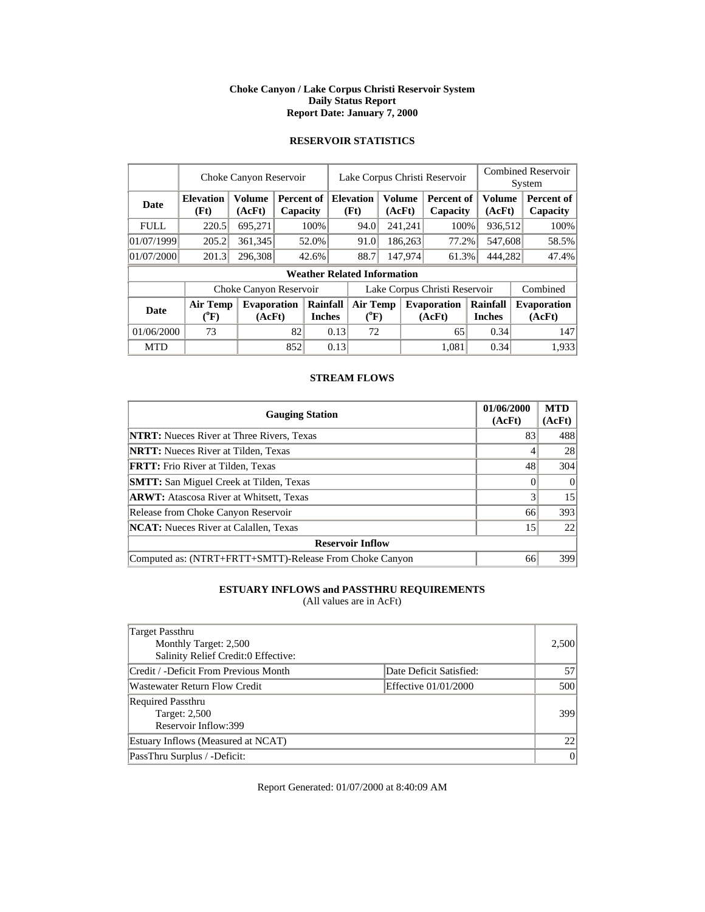**Choke Canyon / Lake Corpus Christi Reservoir System**
**Daily Status Report**
**Report Date: January 7, 2000**

## RESERVOIR STATISTICS

| | Choke Canyon Reservoir | | | Lake Corpus Christi Reservoir | | | Combined Reservoir System | |
|---|---|---|---|---|---|---|---|---|
| **Date** | **Elevation (Ft)** | **Volume (AcFt)** | **Percent of Capacity** | **Elevation (Ft)** | **Volume (AcFt)** | **Percent of Capacity** | **Volume (AcFt)** | **Percent of Capacity** |
| FULL | 220.5 | 695,271 | 100% | 94.0 | 241,241 | 100% | 936,512 | 100% |
| 01/07/1999 | 205.2 | 361,345 | 52.0% | 91.0 | 186,263 | 77.2% | 547,608 | 58.5% |
| 01/07/2000 | 201.3 | 296,308 | 42.6% | 88.7 | 147,974 | 61.3% | 444,282 | 47.4% |

**Weather Related Information**

| | Choke Canyon Reservoir | | | Lake Corpus Christi Reservoir | | | Combined |
|---|---|---|---|---|---|---|---|
| **Date** | **Air Temp (°F)** | **Evaporation (AcFt)** | **Rainfall Inches** | **Air Temp (°F)** | **Evaporation (AcFt)** | **Rainfall Inches** | **Evaporation (AcFt)** |
| 01/06/2000 | 73 | 82 | 0.13 | 72 | 65 | 0.34 | 147 |
| MTD | | 852 | 0.13 | | 1,081 | 0.34 | 1,933 |

## STREAM FLOWS

| Gauging Station | 01/06/2000 (AcFt) | MTD (AcFt) |
|---|---|---|
| **NTRT:** Nueces River at Three Rivers, Texas | 83 | 488 |
| **NRTT:** Nueces River at Tilden, Texas | 4 | 28 |
| **FRTT:** Frio River at Tilden, Texas | 48 | 304 |
| **SMTT:** San Miguel Creek at Tilden, Texas | 0 | 0 |
| **ARWT:** Atascosa River at Whitsett, Texas | 3 | 15 |
| Release from Choke Canyon Reservoir | 66 | 393 |
| **NCAT:** Nueces River at Calallen, Texas | 15 | 22 |
| **Reservoir Inflow** | | |
| Computed as: (NTRT+FRTT+SMTT)-Release From Choke Canyon | 66 | 399 |

## ESTUARY INFLOWS and PASSTHRU REQUIREMENTS

(All values are in AcFt)

| | | |
|---|---|---|
| Target Passthru<br>Monthly Target: 2,500<br>Salinity Relief Credit:0 Effective: | | 2,500 |
| Credit / -Deficit From Previous Month | Date Deficit Satisfied: | 57 |
| Wastewater Return Flow Credit | Effective 01/01/2000 | 500 |
| Required Passthru<br>Target: 2,500<br>Reservoir Inflow:399 | | 399 |
| Estuary Inflows (Measured at NCAT) | | 22 |
| PassThru Surplus / -Deficit: | | 0 |

Report Generated: 01/07/2000 at 8:40:09 AM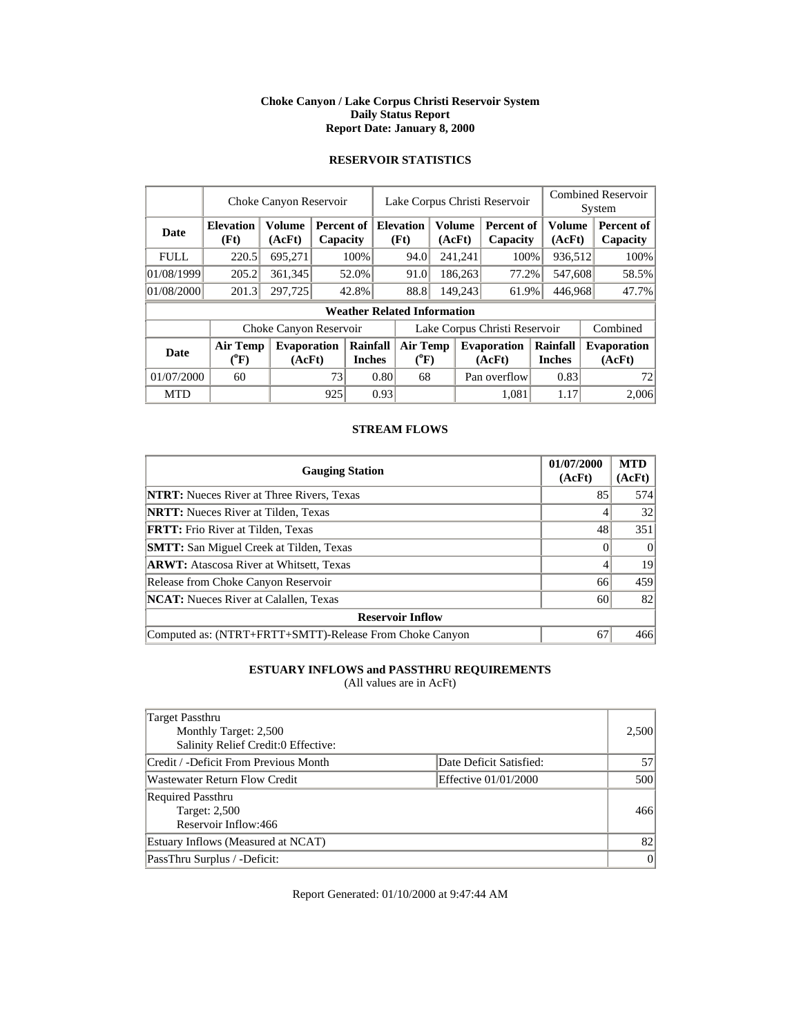**Choke Canyon / Lake Corpus Christi Reservoir System**
**Daily Status Report**
**Report Date: January 8, 2000**

## RESERVOIR STATISTICS

| | Choke Canyon Reservoir | | | Lake Corpus Christi Reservoir | | | Combined Reservoir System | |
|---|---|---|---|---|---|---|---|---|
| **Date** | **Elevation (Ft)** | **Volume (AcFt)** | **Percent of Capacity** | **Elevation (Ft)** | **Volume (AcFt)** | **Percent of Capacity** | **Volume (AcFt)** | **Percent of Capacity** |
| FULL | 220.5 | 695,271 | 100% | 94.0 | 241,241 | 100% | 936,512 | 100% |
| 01/08/1999 | 205.2 | 361,345 | 52.0% | 91.0 | 186,263 | 77.2% | 547,608 | 58.5% |
| 01/08/2000 | 201.3 | 297,725 | 42.8% | 88.8 | 149,243 | 61.9% | 446,968 | 47.7% |

**Weather Related Information**

| | Choke Canyon Reservoir | | | Lake Corpus Christi Reservoir | | | Combined |
|---|---|---|---|---|---|---|---|
| **Date** | **Air Temp (°F)** | **Evaporation (AcFt)** | **Rainfall Inches** | **Air Temp (°F)** | **Evaporation (AcFt)** | **Rainfall Inches** | **Evaporation (AcFt)** |
| 01/07/2000 | 60 | 73 | 0.80 | 68 | Pan overflow | 0.83 | 72 |
| MTD | | 925 | 0.93 | | 1,081 | 1.17 | 2,006 |

## STREAM FLOWS

| Gauging Station | 01/07/2000 (AcFt) | MTD (AcFt) |
|---|---|---|
| **NTRT:** Nueces River at Three Rivers, Texas | 85 | 574 |
| **NRTT:** Nueces River at Tilden, Texas | 4 | 32 |
| **FRTT:** Frio River at Tilden, Texas | 48 | 351 |
| **SMTT:** San Miguel Creek at Tilden, Texas | 0 | 0 |
| **ARWT:** Atascosa River at Whitsett, Texas | 4 | 19 |
| Release from Choke Canyon Reservoir | 66 | 459 |
| **NCAT:** Nueces River at Calallen, Texas | 60 | 82 |
| **Reservoir Inflow** | | |
| Computed as: (NTRT+FRTT+SMTT)-Release From Choke Canyon | 67 | 466 |

## ESTUARY INFLOWS and PASSTHRU REQUIREMENTS

(All values are in AcFt)

| | | |
|---|---|---|
| Target Passthru<br>Monthly Target: 2,500<br>Salinity Relief Credit:0 Effective: | | 2,500 |
| Credit / -Deficit From Previous Month | Date Deficit Satisfied: | 57 |
| Wastewater Return Flow Credit | Effective 01/01/2000 | 500 |
| Required Passthru<br>Target: 2,500<br>Reservoir Inflow:466 | | 466 |
| Estuary Inflows (Measured at NCAT) | | 82 |
| PassThru Surplus / -Deficit: | | 0 |

Report Generated: 01/10/2000 at 9:47:44 AM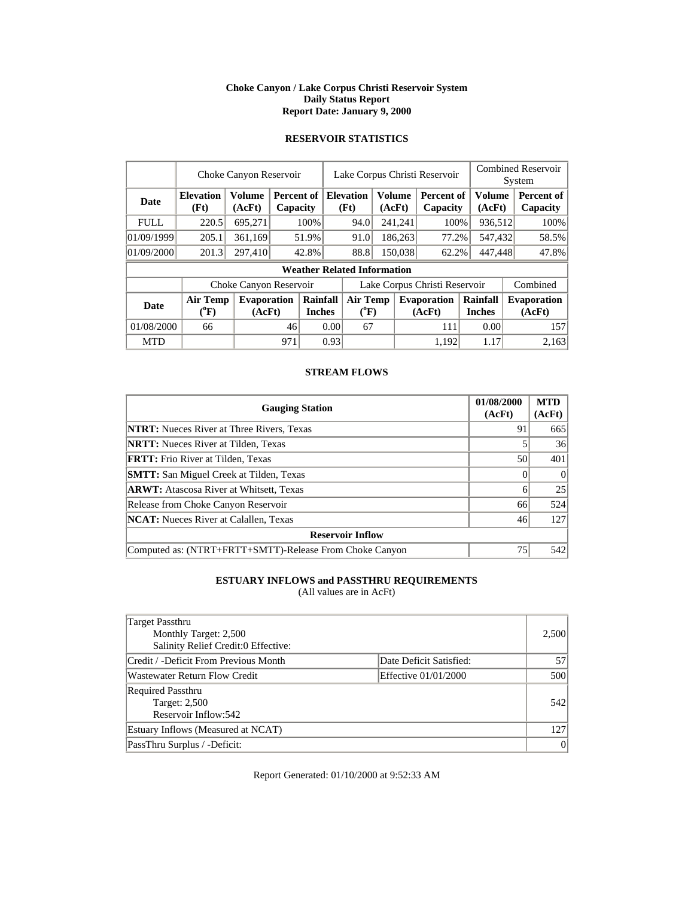**Choke Canyon / Lake Corpus Christi Reservoir System**
**Daily Status Report**
**Report Date: January 9, 2000**

## RESERVOIR STATISTICS

| | Choke Canyon Reservoir | | | Lake Corpus Christi Reservoir | | | Combined Reservoir System | |
|---|---|---|---|---|---|---|---|---|
| **Date** | **Elevation (Ft)** | **Volume (AcFt)** | **Percent of Capacity** | **Elevation (Ft)** | **Volume (AcFt)** | **Percent of Capacity** | **Volume (AcFt)** | **Percent of Capacity** |
| FULL | 220.5 | 695,271 | 100% | 94.0 | 241,241 | 100% | 936,512 | 100% |
| 01/09/1999 | 205.1 | 361,169 | 51.9% | 91.0 | 186,263 | 77.2% | 547,432 | 58.5% |
| 01/09/2000 | 201.3 | 297,410 | 42.8% | 88.8 | 150,038 | 62.2% | 447,448 | 47.8% |

**Weather Related Information**

| | Choke Canyon Reservoir | | | Lake Corpus Christi Reservoir | | | Combined |
|---|---|---|---|---|---|---|---|
| **Date** | **Air Temp (°F)** | **Evaporation (AcFt)** | **Rainfall Inches** | **Air Temp (°F)** | **Evaporation (AcFt)** | **Rainfall Inches** | **Evaporation (AcFt)** |
| 01/08/2000 | 66 | 46 | 0.00 | 67 | 111 | 0.00 | 157 |
| MTD | | 971 | 0.93 | | 1,192 | 1.17 | 2,163 |

## STREAM FLOWS

| Gauging Station | 01/08/2000 (AcFt) | MTD (AcFt) |
|---|---|---|
| **NTRT:** Nueces River at Three Rivers, Texas | 91 | 665 |
| **NRTT:** Nueces River at Tilden, Texas | 5 | 36 |
| **FRTT:** Frio River at Tilden, Texas | 50 | 401 |
| **SMTT:** San Miguel Creek at Tilden, Texas | 0 | 0 |
| **ARWT:** Atascosa River at Whitsett, Texas | 6 | 25 |
| Release from Choke Canyon Reservoir | 66 | 524 |
| **NCAT:** Nueces River at Calallen, Texas | 46 | 127 |
| **Reservoir Inflow** | | |
| Computed as: (NTRT+FRTT+SMTT)-Release From Choke Canyon | 75 | 542 |

## ESTUARY INFLOWS and PASSTHRU REQUIREMENTS

(All values are in AcFt)

| | | |
|---|---|---|
| Target Passthru<br>Monthly Target: 2,500<br>Salinity Relief Credit:0 Effective: | | 2,500 |
| Credit / -Deficit From Previous Month | Date Deficit Satisfied: | 57 |
| Wastewater Return Flow Credit | Effective 01/01/2000 | 500 |
| Required Passthru<br>Target: 2,500<br>Reservoir Inflow:542 | | 542 |
| Estuary Inflows (Measured at NCAT) | | 127 |
| PassThru Surplus / -Deficit: | | 0 |

Report Generated: 01/10/2000 at 9:52:33 AM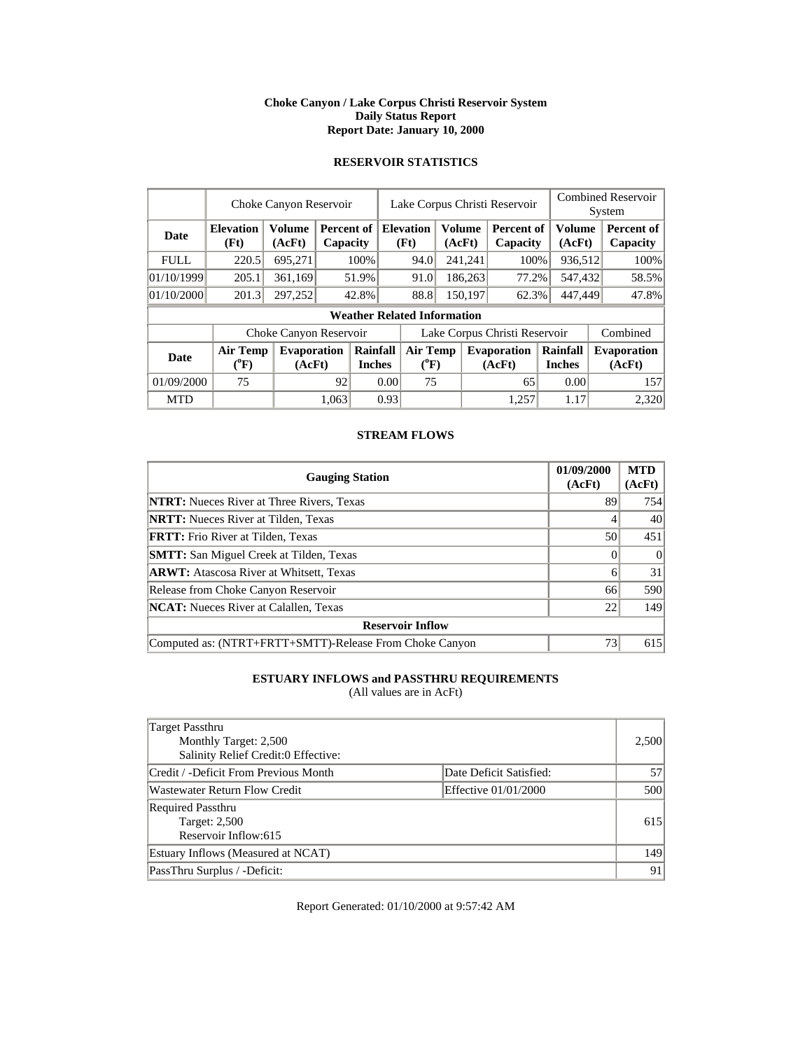**Choke Canyon / Lake Corpus Christi Reservoir System**
**Daily Status Report**
**Report Date: January 10, 2000**

## RESERVOIR STATISTICS

| | Choke Canyon Reservoir | | | Lake Corpus Christi Reservoir | | | Combined Reservoir System | |
|---|---|---|---|---|---|---|---|---|
| **Date** | **Elevation (Ft)** | **Volume (AcFt)** | **Percent of Capacity** | **Elevation (Ft)** | **Volume (AcFt)** | **Percent of Capacity** | **Volume (AcFt)** | **Percent of Capacity** |
| FULL | 220.5 | 695,271 | 100% | 94.0 | 241,241 | 100% | 936,512 | 100% |
| 01/10/1999 | 205.1 | 361,169 | 51.9% | 91.0 | 186,263 | 77.2% | 547,432 | 58.5% |
| 01/10/2000 | 201.3 | 297,252 | 42.8% | 88.8 | 150,197 | 62.3% | 447,449 | 47.8% |

**Weather Related Information**

| | Choke Canyon Reservoir | | | Lake Corpus Christi Reservoir | | | Combined |
|---|---|---|---|---|---|---|---|
| **Date** | **Air Temp (°F)** | **Evaporation (AcFt)** | **Rainfall Inches** | **Air Temp (°F)** | **Evaporation (AcFt)** | **Rainfall Inches** | **Evaporation (AcFt)** |
| 01/09/2000 | 75 | 92 | 0.00 | 75 | 65 | 0.00 | 157 |
| MTD | | 1,063 | 0.93 | | 1,257 | 1.17 | 2,320 |

## STREAM FLOWS

| Gauging Station | 01/09/2000 (AcFt) | MTD (AcFt) |
|---|---|---|
| **NTRT:** Nueces River at Three Rivers, Texas | 89 | 754 |
| **NRTT:** Nueces River at Tilden, Texas | 4 | 40 |
| **FRTT:** Frio River at Tilden, Texas | 50 | 451 |
| **SMTT:** San Miguel Creek at Tilden, Texas | 0 | 0 |
| **ARWT:** Atascosa River at Whitsett, Texas | 6 | 31 |
| Release from Choke Canyon Reservoir | 66 | 590 |
| **NCAT:** Nueces River at Calallen, Texas | 22 | 149 |
| **Reservoir Inflow** | | |
| Computed as: (NTRT+FRTT+SMTT)-Release From Choke Canyon | 73 | 615 |

## ESTUARY INFLOWS and PASSTHRU REQUIREMENTS

(All values are in AcFt)

| | | |
|---|---|---|
| Target Passthru<br>Monthly Target: 2,500<br>Salinity Relief Credit:0 Effective: | | 2,500 |
| Credit / -Deficit From Previous Month | Date Deficit Satisfied: | 57 |
| Wastewater Return Flow Credit | Effective 01/01/2000 | 500 |
| Required Passthru<br>Target: 2,500<br>Reservoir Inflow:615 | | 615 |
| Estuary Inflows (Measured at NCAT) | | 149 |
| PassThru Surplus / -Deficit: | | 91 |

Report Generated: 01/10/2000 at 9:57:42 AM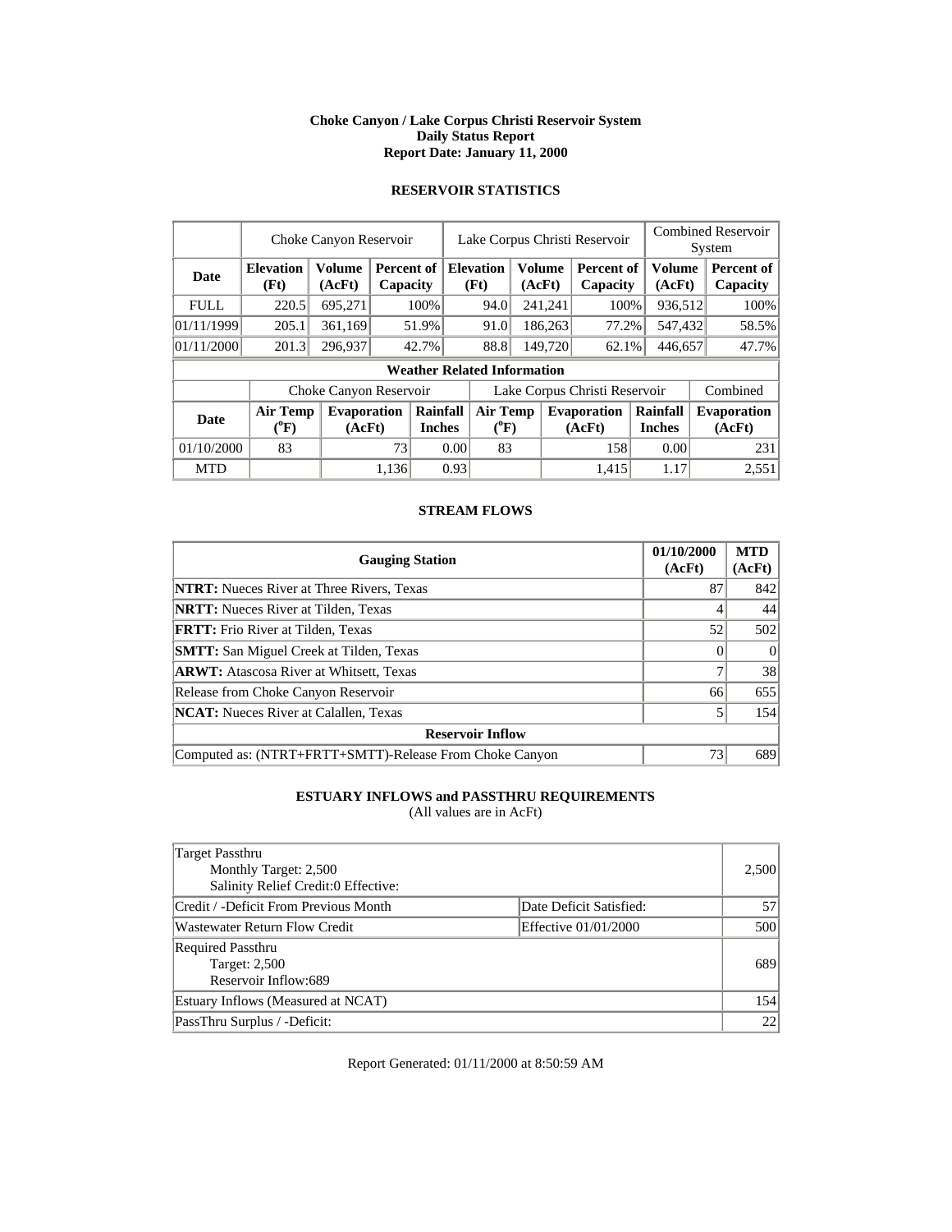**Choke Canyon / Lake Corpus Christi Reservoir System**
**Daily Status Report**
**Report Date: January 11, 2000**

## RESERVOIR STATISTICS

| | Choke Canyon Reservoir | | | Lake Corpus Christi Reservoir | | | Combined Reservoir System | |
|---|---|---|---|---|---|---|---|---|
| **Date** | **Elevation (Ft)** | **Volume (AcFt)** | **Percent of Capacity** | **Elevation (Ft)** | **Volume (AcFt)** | **Percent of Capacity** | **Volume (AcFt)** | **Percent of Capacity** |
| FULL | 220.5 | 695,271 | 100% | 94.0 | 241,241 | 100% | 936,512 | 100% |
| 01/11/1999 | 205.1 | 361,169 | 51.9% | 91.0 | 186,263 | 77.2% | 547,432 | 58.5% |
| 01/11/2000 | 201.3 | 296,937 | 42.7% | 88.8 | 149,720 | 62.1% | 446,657 | 47.7% |

**Weather Related Information**

| | Choke Canyon Reservoir | | | Lake Corpus Christi Reservoir | | | Combined |
|---|---|---|---|---|---|---|---|
| **Date** | **Air Temp (°F)** | **Evaporation (AcFt)** | **Rainfall Inches** | **Air Temp (°F)** | **Evaporation (AcFt)** | **Rainfall Inches** | **Evaporation (AcFt)** |
| 01/10/2000 | 83 | 73 | 0.00 | 83 | 158 | 0.00 | 231 |
| MTD | | 1,136 | 0.93 | | 1,415 | 1.17 | 2,551 |

## STREAM FLOWS

| Gauging Station | 01/10/2000 (AcFt) | MTD (AcFt) |
|---|---|---|
| **NTRT:** Nueces River at Three Rivers, Texas | 87 | 842 |
| **NRTT:** Nueces River at Tilden, Texas | 4 | 44 |
| **FRTT:** Frio River at Tilden, Texas | 52 | 502 |
| **SMTT:** San Miguel Creek at Tilden, Texas | 0 | 0 |
| **ARWT:** Atascosa River at Whitsett, Texas | 7 | 38 |
| Release from Choke Canyon Reservoir | 66 | 655 |
| **NCAT:** Nueces River at Calallen, Texas | 5 | 154 |
| **Reservoir Inflow** | | |
| Computed as: (NTRT+FRTT+SMTT)-Release From Choke Canyon | 73 | 689 |

## ESTUARY INFLOWS and PASSTHRU REQUIREMENTS

(All values are in AcFt)

| | | |
|---|---|---|
| Target Passthru<br>Monthly Target: 2,500<br>Salinity Relief Credit:0 Effective: | | 2,500 |
| Credit / -Deficit From Previous Month | Date Deficit Satisfied: | 57 |
| Wastewater Return Flow Credit | Effective 01/01/2000 | 500 |
| Required Passthru<br>Target: 2,500<br>Reservoir Inflow:689 | | 689 |
| Estuary Inflows (Measured at NCAT) | | 154 |
| PassThru Surplus / -Deficit: | | 22 |

Report Generated: 01/11/2000 at 8:50:59 AM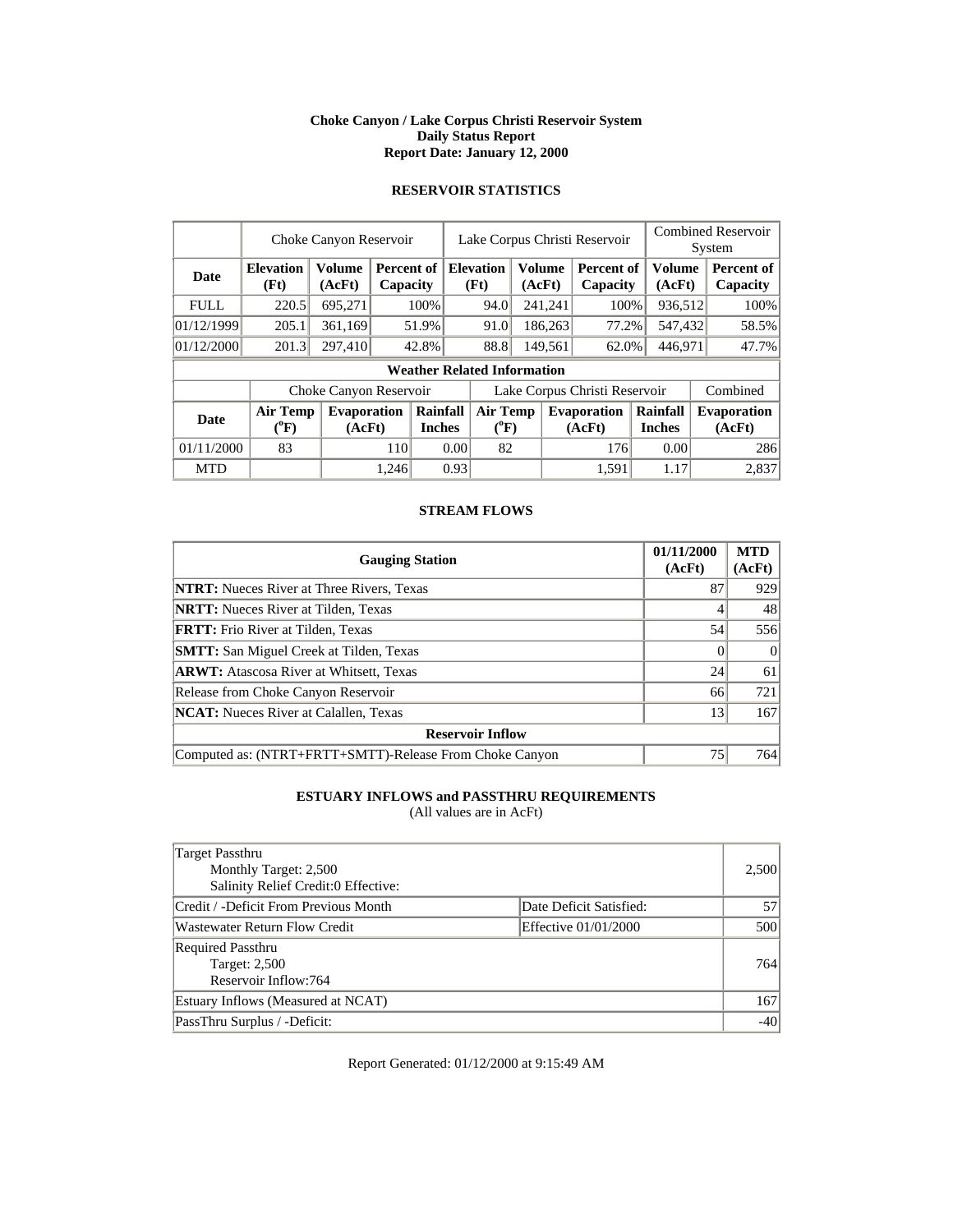**Choke Canyon / Lake Corpus Christi Reservoir System**
**Daily Status Report**
**Report Date: January 12, 2000**

## RESERVOIR STATISTICS

| | Choke Canyon Reservoir | | | Lake Corpus Christi Reservoir | | | Combined Reservoir System | |
|---|---|---|---|---|---|---|---|---|
| **Date** | **Elevation (Ft)** | **Volume (AcFt)** | **Percent of Capacity** | **Elevation (Ft)** | **Volume (AcFt)** | **Percent of Capacity** | **Volume (AcFt)** | **Percent of Capacity** |
| FULL | 220.5 | 695,271 | 100% | 94.0 | 241,241 | 100% | 936,512 | 100% |
| 01/12/1999 | 205.1 | 361,169 | 51.9% | 91.0 | 186,263 | 77.2% | 547,432 | 58.5% |
| 01/12/2000 | 201.3 | 297,410 | 42.8% | 88.8 | 149,561 | 62.0% | 446,971 | 47.7% |

**Weather Related Information**

| | Choke Canyon Reservoir | | | Lake Corpus Christi Reservoir | | | Combined |
|---|---|---|---|---|---|---|---|
| **Date** | **Air Temp (°F)** | **Evaporation (AcFt)** | **Rainfall Inches** | **Air Temp (°F)** | **Evaporation (AcFt)** | **Rainfall Inches** | **Evaporation (AcFt)** |
| 01/11/2000 | 83 | 110 | 0.00 | 82 | 176 | 0.00 | 286 |
| MTD | | 1,246 | 0.93 | | 1,591 | 1.17 | 2,837 |

## STREAM FLOWS

| Gauging Station | 01/11/2000 (AcFt) | MTD (AcFt) |
|---|---|---|
| **NTRT:** Nueces River at Three Rivers, Texas | 87 | 929 |
| **NRTT:** Nueces River at Tilden, Texas | 4 | 48 |
| **FRTT:** Frio River at Tilden, Texas | 54 | 556 |
| **SMTT:** San Miguel Creek at Tilden, Texas | 0 | 0 |
| **ARWT:** Atascosa River at Whitsett, Texas | 24 | 61 |
| Release from Choke Canyon Reservoir | 66 | 721 |
| **NCAT:** Nueces River at Calallen, Texas | 13 | 167 |
| **Reservoir Inflow** | | |
| Computed as: (NTRT+FRTT+SMTT)-Release From Choke Canyon | 75 | 764 |

## ESTUARY INFLOWS and PASSTHRU REQUIREMENTS

(All values are in AcFt)

| | | |
|---|---|---|
| Target Passthru<br>Monthly Target: 2,500<br>Salinity Relief Credit:0 Effective: | | 2,500 |
| Credit / -Deficit From Previous Month | Date Deficit Satisfied: | 57 |
| Wastewater Return Flow Credit | Effective 01/01/2000 | 500 |
| Required Passthru<br>Target: 2,500<br>Reservoir Inflow:764 | | 764 |
| Estuary Inflows (Measured at NCAT) | | 167 |
| PassThru Surplus / -Deficit: | | -40 |

Report Generated: 01/12/2000 at 9:15:49 AM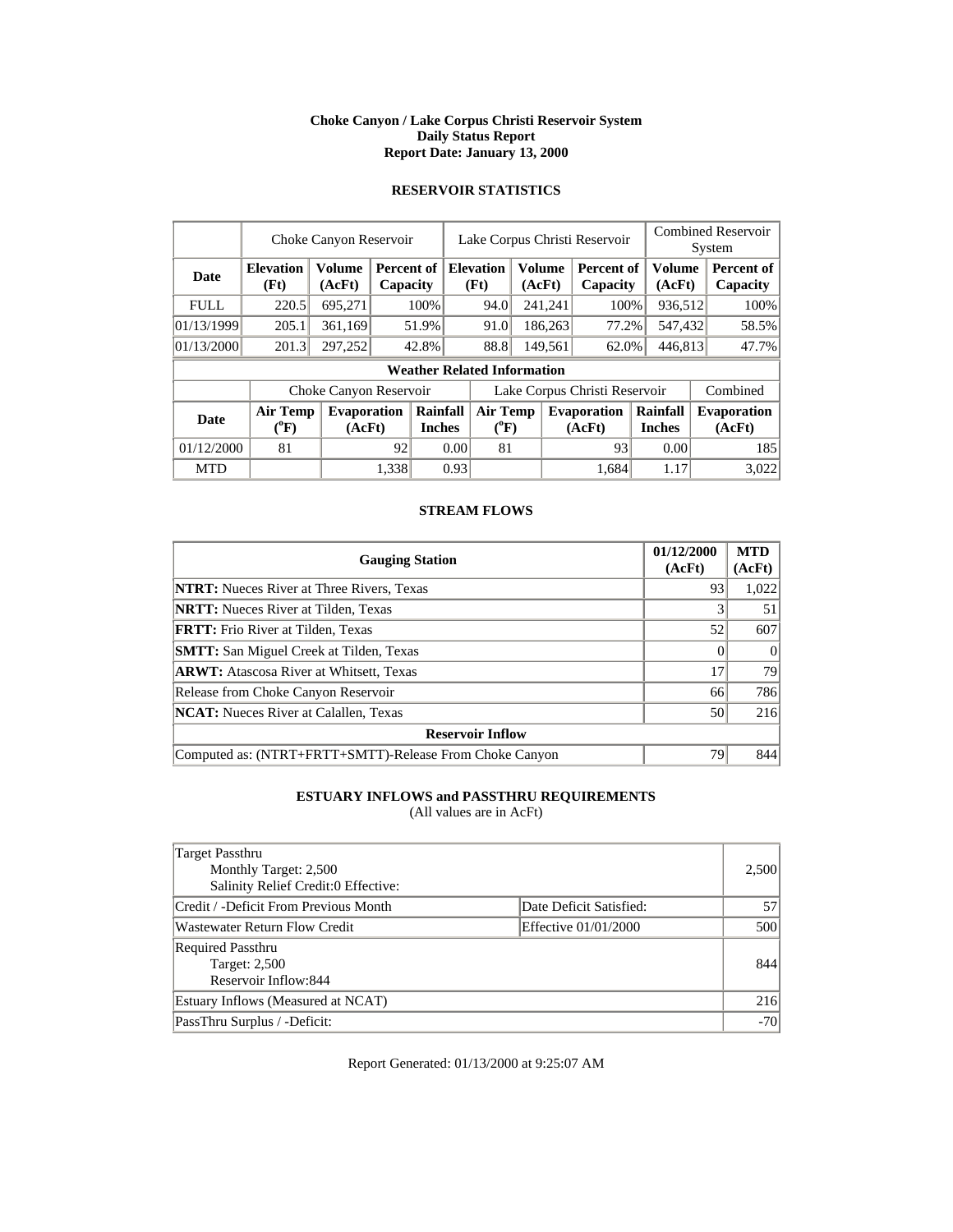**Choke Canyon / Lake Corpus Christi Reservoir System**
**Daily Status Report**
**Report Date: January 13, 2000**

## RESERVOIR STATISTICS

| | Choke Canyon Reservoir | | | Lake Corpus Christi Reservoir | | | Combined Reservoir System | |
|---|---|---|---|---|---|---|---|---|
| **Date** | **Elevation (Ft)** | **Volume (AcFt)** | **Percent of Capacity** | **Elevation (Ft)** | **Volume (AcFt)** | **Percent of Capacity** | **Volume (AcFt)** | **Percent of Capacity** |
| FULL | 220.5 | 695,271 | 100% | 94.0 | 241,241 | 100% | 936,512 | 100% |
| 01/13/1999 | 205.1 | 361,169 | 51.9% | 91.0 | 186,263 | 77.2% | 547,432 | 58.5% |
| 01/13/2000 | 201.3 | 297,252 | 42.8% | 88.8 | 149,561 | 62.0% | 446,813 | 47.7% |

**Weather Related Information**

| | Choke Canyon Reservoir | | | Lake Corpus Christi Reservoir | | | Combined |
|---|---|---|---|---|---|---|---|
| **Date** | **Air Temp (°F)** | **Evaporation (AcFt)** | **Rainfall Inches** | **Air Temp (°F)** | **Evaporation (AcFt)** | **Rainfall Inches** | **Evaporation (AcFt)** |
| 01/12/2000 | 81 | 92 | 0.00 | 81 | 93 | 0.00 | 185 |
| MTD | | 1,338 | 0.93 | | 1,684 | 1.17 | 3,022 |

## STREAM FLOWS

| Gauging Station | 01/12/2000 (AcFt) | MTD (AcFt) |
|---|---|---|
| **NTRT:** Nueces River at Three Rivers, Texas | 93 | 1,022 |
| **NRTT:** Nueces River at Tilden, Texas | 3 | 51 |
| **FRTT:** Frio River at Tilden, Texas | 52 | 607 |
| **SMTT:** San Miguel Creek at Tilden, Texas | 0 | 0 |
| **ARWT:** Atascosa River at Whitsett, Texas | 17 | 79 |
| Release from Choke Canyon Reservoir | 66 | 786 |
| **NCAT:** Nueces River at Calallen, Texas | 50 | 216 |
| **Reservoir Inflow** | | |
| Computed as: (NTRT+FRTT+SMTT)-Release From Choke Canyon | 79 | 844 |

## ESTUARY INFLOWS and PASSTHRU REQUIREMENTS

(All values are in AcFt)

| | | |
|---|---|---|
| Target Passthru<br>Monthly Target: 2,500<br>Salinity Relief Credit:0 Effective: | | 2,500 |
| Credit / -Deficit From Previous Month | Date Deficit Satisfied: | 57 |
| Wastewater Return Flow Credit | Effective 01/01/2000 | 500 |
| Required Passthru<br>Target: 2,500<br>Reservoir Inflow:844 | | 844 |
| Estuary Inflows (Measured at NCAT) | | 216 |
| PassThru Surplus / -Deficit: | | -70 |

Report Generated: 01/13/2000 at 9:25:07 AM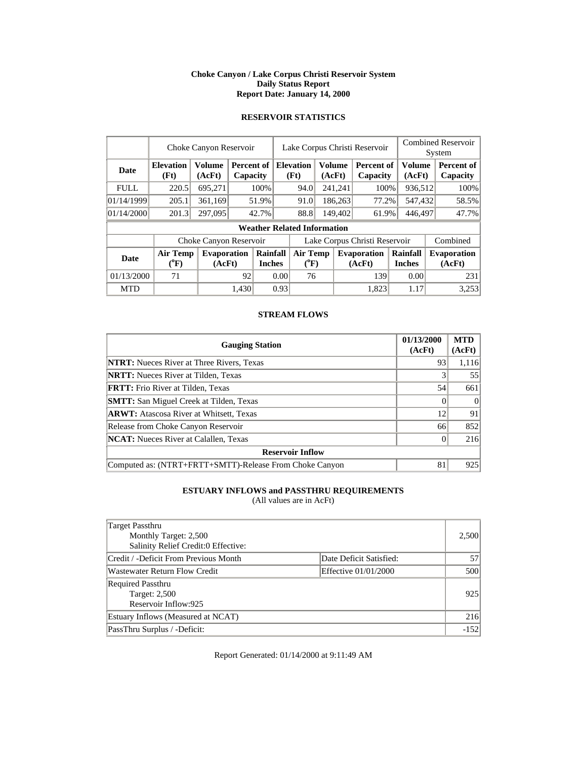**Choke Canyon / Lake Corpus Christi Reservoir System**
**Daily Status Report**
**Report Date: January 14, 2000**

### RESERVOIR STATISTICS

| | Choke Canyon Reservoir | | | Lake Corpus Christi Reservoir | | | Combined Reservoir System | |
|---|---|---|---|---|---|---|---|---|
| **Date** | **Elevation (Ft)** | **Volume (AcFt)** | **Percent of Capacity** | **Elevation (Ft)** | **Volume (AcFt)** | **Percent of Capacity** | **Volume (AcFt)** | **Percent of Capacity** |
| FULL | 220.5 | 695,271 | 100% | 94.0 | 241,241 | 100% | 936,512 | 100% |
| 01/14/1999 | 205.1 | 361,169 | 51.9% | 91.0 | 186,263 | 77.2% | 547,432 | 58.5% |
| 01/14/2000 | 201.3 | 297,095 | 42.7% | 88.8 | 149,402 | 61.9% | 446,497 | 47.7% |

**Weather Related Information**

| | Choke Canyon Reservoir | | | Lake Corpus Christi Reservoir | | | Combined |
|---|---|---|---|---|---|---|---|
| **Date** | **Air Temp (°F)** | **Evaporation (AcFt)** | **Rainfall Inches** | **Air Temp (°F)** | **Evaporation (AcFt)** | **Rainfall Inches** | **Evaporation (AcFt)** |
| 01/13/2000 | 71 | 92 | 0.00 | 76 | 139 | 0.00 | 231 |
| MTD | | 1,430 | 0.93 | | 1,823 | 1.17 | 3,253 |

### STREAM FLOWS

| Gauging Station | 01/13/2000 (AcFt) | MTD (AcFt) |
|---|---|---|
| **NTRT:** Nueces River at Three Rivers, Texas | 93 | 1,116 |
| **NRTT:** Nueces River at Tilden, Texas | 3 | 55 |
| **FRTT:** Frio River at Tilden, Texas | 54 | 661 |
| **SMTT:** San Miguel Creek at Tilden, Texas | 0 | 0 |
| **ARWT:** Atascosa River at Whitsett, Texas | 12 | 91 |
| Release from Choke Canyon Reservoir | 66 | 852 |
| **NCAT:** Nueces River at Calallen, Texas | 0 | 216 |
| **Reservoir Inflow** | | |
| Computed as: (NTRT+FRTT+SMTT)-Release From Choke Canyon | 81 | 925 |

### ESTUARY INFLOWS and PASSTHRU REQUIREMENTS

(All values are in AcFt)

| | | |
|---|---|---|
| Target Passthru<br>Monthly Target: 2,500<br>Salinity Relief Credit:0 Effective: | | 2,500 |
| Credit / -Deficit From Previous Month | Date Deficit Satisfied: | 57 |
| Wastewater Return Flow Credit | Effective 01/01/2000 | 500 |
| Required Passthru<br>Target: 2,500<br>Reservoir Inflow:925 | | 925 |
| Estuary Inflows (Measured at NCAT) | | 216 |
| PassThru Surplus / -Deficit: | | -152 |

Report Generated: 01/14/2000 at 9:11:49 AM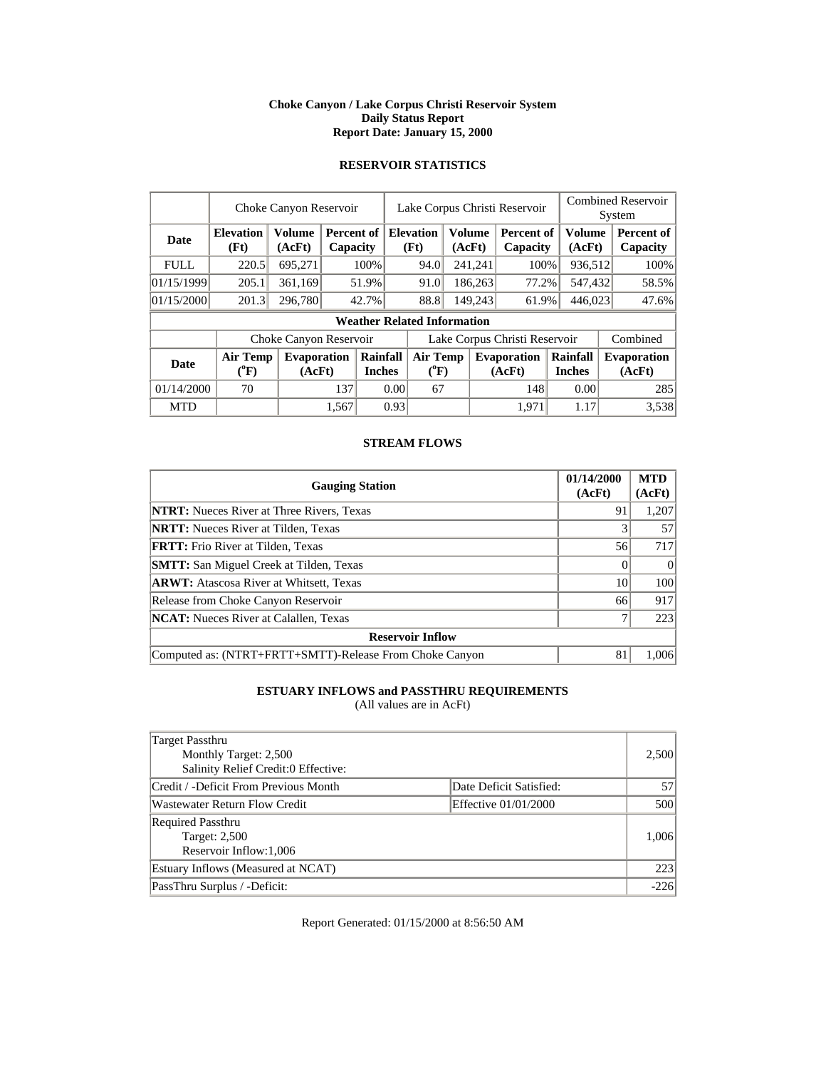**Choke Canyon / Lake Corpus Christi Reservoir System**
**Daily Status Report**
**Report Date: January 15, 2000**

## RESERVOIR STATISTICS

| | Choke Canyon Reservoir | | | Lake Corpus Christi Reservoir | | | Combined Reservoir System | |
|---|---|---|---|---|---|---|---|---|
| **Date** | **Elevation (Ft)** | **Volume (AcFt)** | **Percent of Capacity** | **Elevation (Ft)** | **Volume (AcFt)** | **Percent of Capacity** | **Volume (AcFt)** | **Percent of Capacity** |
| FULL | 220.5 | 695,271 | 100% | 94.0 | 241,241 | 100% | 936,512 | 100% |
| 01/15/1999 | 205.1 | 361,169 | 51.9% | 91.0 | 186,263 | 77.2% | 547,432 | 58.5% |
| 01/15/2000 | 201.3 | 296,780 | 42.7% | 88.8 | 149,243 | 61.9% | 446,023 | 47.6% |

**Weather Related Information**

| | Choke Canyon Reservoir | | | Lake Corpus Christi Reservoir | | | Combined |
|---|---|---|---|---|---|---|---|
| **Date** | **Air Temp (°F)** | **Evaporation (AcFt)** | **Rainfall Inches** | **Air Temp (°F)** | **Evaporation (AcFt)** | **Rainfall Inches** | **Evaporation (AcFt)** |
| 01/14/2000 | 70 | 137 | 0.00 | 67 | 148 | 0.00 | 285 |
| MTD | | 1,567 | 0.93 | | 1,971 | 1.17 | 3,538 |

## STREAM FLOWS

| Gauging Station | 01/14/2000 (AcFt) | MTD (AcFt) |
|---|---|---|
| **NTRT:** Nueces River at Three Rivers, Texas | 91 | 1,207 |
| **NRTT:** Nueces River at Tilden, Texas | 3 | 57 |
| **FRTT:** Frio River at Tilden, Texas | 56 | 717 |
| **SMTT:** San Miguel Creek at Tilden, Texas | 0 | 0 |
| **ARWT:** Atascosa River at Whitsett, Texas | 10 | 100 |
| Release from Choke Canyon Reservoir | 66 | 917 |
| **NCAT:** Nueces River at Calallen, Texas | 7 | 223 |
| **Reservoir Inflow** | | |
| Computed as: (NTRT+FRTT+SMTT)-Release From Choke Canyon | 81 | 1,006 |

## ESTUARY INFLOWS and PASSTHRU REQUIREMENTS

(All values are in AcFt)

| | | |
|---|---|---|
| Target Passthru<br>Monthly Target: 2,500<br>Salinity Relief Credit:0 Effective: | | 2,500 |
| Credit / -Deficit From Previous Month | Date Deficit Satisfied: | 57 |
| Wastewater Return Flow Credit | Effective 01/01/2000 | 500 |
| Required Passthru<br>Target: 2,500<br>Reservoir Inflow:1,006 | | 1,006 |
| Estuary Inflows (Measured at NCAT) | | 223 |
| PassThru Surplus / -Deficit: | | -226 |

Report Generated: 01/15/2000 at 8:56:50 AM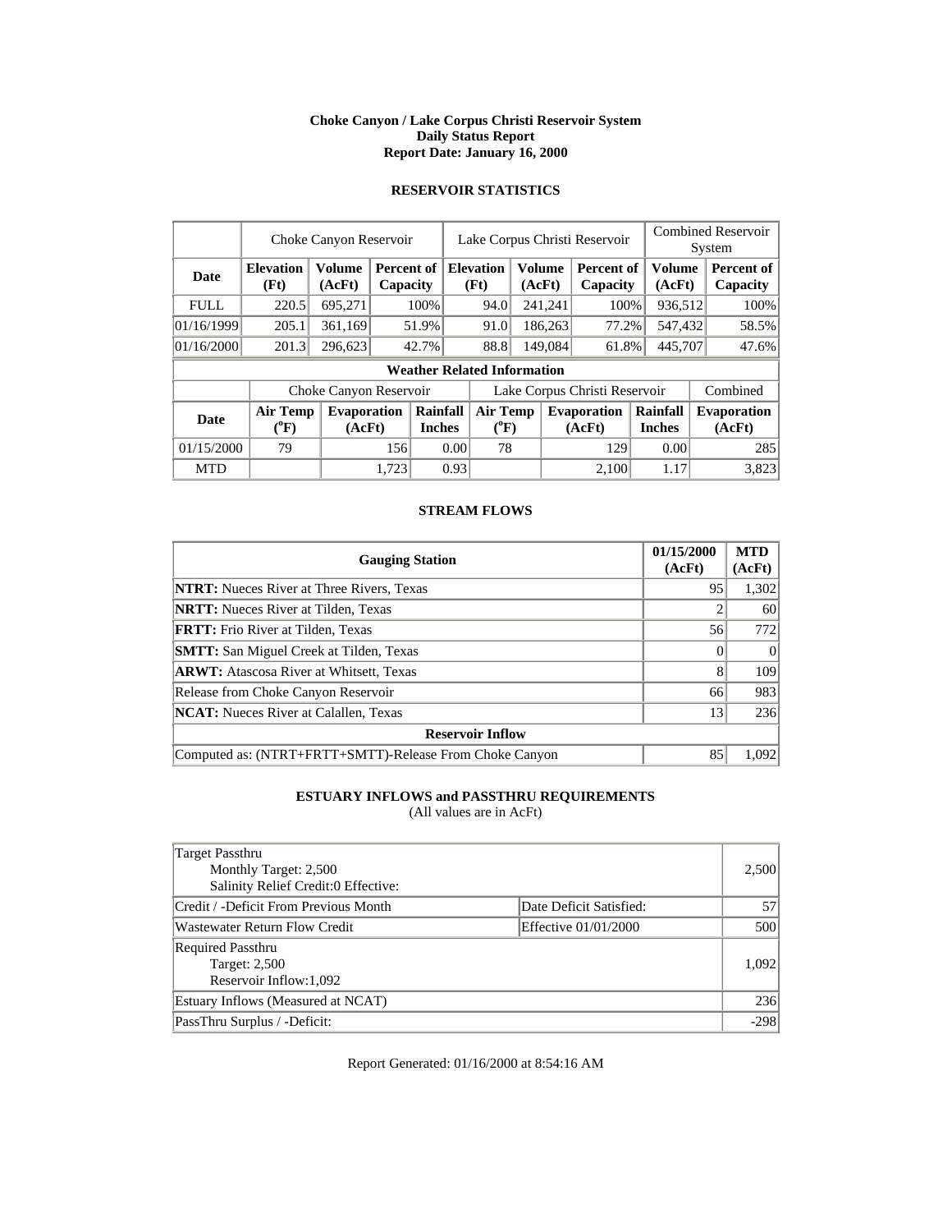**Choke Canyon / Lake Corpus Christi Reservoir System**
**Daily Status Report**
**Report Date: January 16, 2000**

## RESERVOIR STATISTICS

| | Choke Canyon Reservoir | | | Lake Corpus Christi Reservoir | | | Combined Reservoir System | |
|---|---|---|---|---|---|---|---|---|
| **Date** | **Elevation (Ft)** | **Volume (AcFt)** | **Percent of Capacity** | **Elevation (Ft)** | **Volume (AcFt)** | **Percent of Capacity** | **Volume (AcFt)** | **Percent of Capacity** |
| FULL | 220.5 | 695,271 | 100% | 94.0 | 241,241 | 100% | 936,512 | 100% |
| 01/16/1999 | 205.1 | 361,169 | 51.9% | 91.0 | 186,263 | 77.2% | 547,432 | 58.5% |
| 01/16/2000 | 201.3 | 296,623 | 42.7% | 88.8 | 149,084 | 61.8% | 445,707 | 47.6% |

**Weather Related Information**

| | Choke Canyon Reservoir | | | Lake Corpus Christi Reservoir | | | Combined |
|---|---|---|---|---|---|---|---|
| **Date** | **Air Temp (°F)** | **Evaporation (AcFt)** | **Rainfall Inches** | **Air Temp (°F)** | **Evaporation (AcFt)** | **Rainfall Inches** | **Evaporation (AcFt)** |
| 01/15/2000 | 79 | 156 | 0.00 | 78 | 129 | 0.00 | 285 |
| MTD | | 1,723 | 0.93 | | 2,100 | 1.17 | 3,823 |

## STREAM FLOWS

| Gauging Station | 01/15/2000 (AcFt) | MTD (AcFt) |
|---|---|---|
| **NTRT:** Nueces River at Three Rivers, Texas | 95 | 1,302 |
| **NRTT:** Nueces River at Tilden, Texas | 2 | 60 |
| **FRTT:** Frio River at Tilden, Texas | 56 | 772 |
| **SMTT:** San Miguel Creek at Tilden, Texas | 0 | 0 |
| **ARWT:** Atascosa River at Whitsett, Texas | 8 | 109 |
| Release from Choke Canyon Reservoir | 66 | 983 |
| **NCAT:** Nueces River at Calallen, Texas | 13 | 236 |
| **Reservoir Inflow** | | |
| Computed as: (NTRT+FRTT+SMTT)-Release From Choke Canyon | 85 | 1,092 |

## ESTUARY INFLOWS and PASSTHRU REQUIREMENTS

(All values are in AcFt)

| | | |
|---|---|---|
| Target Passthru<br>Monthly Target: 2,500<br>Salinity Relief Credit:0 Effective: | | 2,500 |
| Credit / -Deficit From Previous Month | Date Deficit Satisfied: | 57 |
| Wastewater Return Flow Credit | Effective 01/01/2000 | 500 |
| Required Passthru<br>Target: 2,500<br>Reservoir Inflow:1,092 | | 1,092 |
| Estuary Inflows (Measured at NCAT) | | 236 |
| PassThru Surplus / -Deficit: | | -298 |

Report Generated: 01/16/2000 at 8:54:16 AM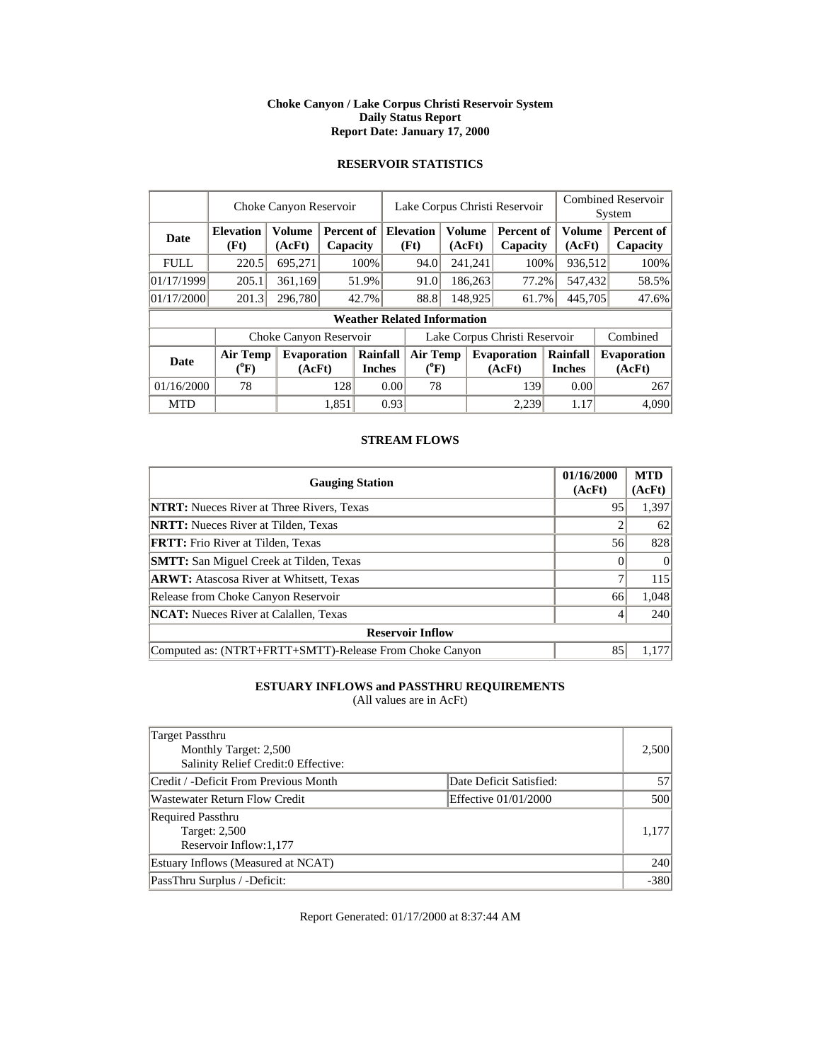**Choke Canyon / Lake Corpus Christi Reservoir System**
**Daily Status Report**
**Report Date: January 17, 2000**

## RESERVOIR STATISTICS

| | Choke Canyon Reservoir | | | Lake Corpus Christi Reservoir | | | Combined Reservoir System | |
|---|---|---|---|---|---|---|---|---|
| **Date** | **Elevation (Ft)** | **Volume (AcFt)** | **Percent of Capacity** | **Elevation (Ft)** | **Volume (AcFt)** | **Percent of Capacity** | **Volume (AcFt)** | **Percent of Capacity** |
| FULL | 220.5 | 695,271 | 100% | 94.0 | 241,241 | 100% | 936,512 | 100% |
| 01/17/1999 | 205.1 | 361,169 | 51.9% | 91.0 | 186,263 | 77.2% | 547,432 | 58.5% |
| 01/17/2000 | 201.3 | 296,780 | 42.7% | 88.8 | 148,925 | 61.7% | 445,705 | 47.6% |

**Weather Related Information**

| | Choke Canyon Reservoir | | | Lake Corpus Christi Reservoir | | | Combined |
|---|---|---|---|---|---|---|---|
| **Date** | **Air Temp (°F)** | **Evaporation (AcFt)** | **Rainfall Inches** | **Air Temp (°F)** | **Evaporation (AcFt)** | **Rainfall Inches** | **Evaporation (AcFt)** |
| 01/16/2000 | 78 | 128 | 0.00 | 78 | 139 | 0.00 | 267 |
| MTD | | 1,851 | 0.93 | | 2,239 | 1.17 | 4,090 |

## STREAM FLOWS

| Gauging Station | 01/16/2000 (AcFt) | MTD (AcFt) |
|---|---|---|
| **NTRT:** Nueces River at Three Rivers, Texas | 95 | 1,397 |
| **NRTT:** Nueces River at Tilden, Texas | 2 | 62 |
| **FRTT:** Frio River at Tilden, Texas | 56 | 828 |
| **SMTT:** San Miguel Creek at Tilden, Texas | 0 | 0 |
| **ARWT:** Atascosa River at Whitsett, Texas | 7 | 115 |
| Release from Choke Canyon Reservoir | 66 | 1,048 |
| **NCAT:** Nueces River at Calallen, Texas | 4 | 240 |
| **Reservoir Inflow** | | |
| Computed as: (NTRT+FRTT+SMTT)-Release From Choke Canyon | 85 | 1,177 |

## ESTUARY INFLOWS and PASSTHRU REQUIREMENTS
(All values are in AcFt)

| | | |
|---|---|---|
| Target Passthru<br>Monthly Target: 2,500<br>Salinity Relief Credit:0 Effective: | | 2,500 |
| Credit / -Deficit From Previous Month | Date Deficit Satisfied: | 57 |
| Wastewater Return Flow Credit | Effective 01/01/2000 | 500 |
| Required Passthru<br>Target: 2,500<br>Reservoir Inflow:1,177 | | 1,177 |
| Estuary Inflows (Measured at NCAT) | | 240 |
| PassThru Surplus / -Deficit: | | -380 |

Report Generated: 01/17/2000 at 8:37:44 AM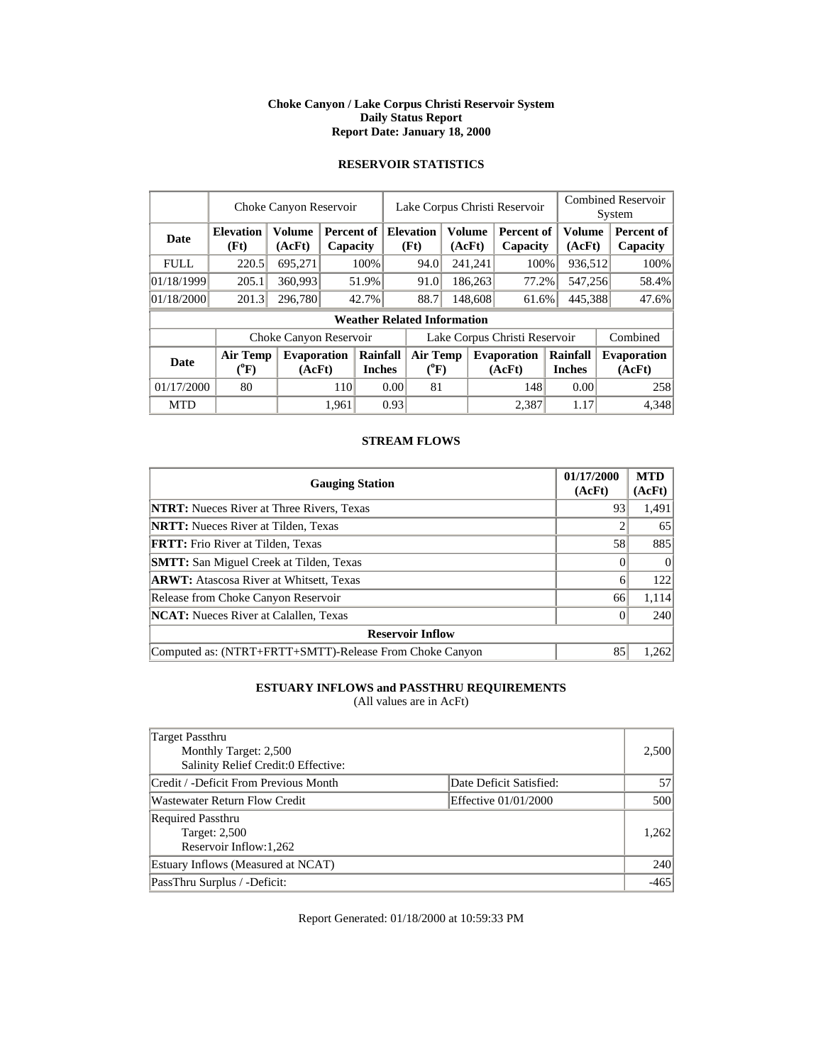**Choke Canyon / Lake Corpus Christi Reservoir System**
**Daily Status Report**
**Report Date: January 18, 2000**

## RESERVOIR STATISTICS

| | Choke Canyon Reservoir | | | Lake Corpus Christi Reservoir | | | Combined Reservoir System | |
|---|---|---|---|---|---|---|---|---|
| **Date** | **Elevation (Ft)** | **Volume (AcFt)** | **Percent of Capacity** | **Elevation (Ft)** | **Volume (AcFt)** | **Percent of Capacity** | **Volume (AcFt)** | **Percent of Capacity** |
| FULL | 220.5 | 695,271 | 100% | 94.0 | 241,241 | 100% | 936,512 | 100% |
| 01/18/1999 | 205.1 | 360,993 | 51.9% | 91.0 | 186,263 | 77.2% | 547,256 | 58.4% |
| 01/18/2000 | 201.3 | 296,780 | 42.7% | 88.7 | 148,608 | 61.6% | 445,388 | 47.6% |

**Weather Related Information**

| | Choke Canyon Reservoir | | | Lake Corpus Christi Reservoir | | | Combined |
|---|---|---|---|---|---|---|---|
| **Date** | **Air Temp (°F)** | **Evaporation (AcFt)** | **Rainfall Inches** | **Air Temp (°F)** | **Evaporation (AcFt)** | **Rainfall Inches** | **Evaporation (AcFt)** |
| 01/17/2000 | 80 | 110 | 0.00 | 81 | 148 | 0.00 | 258 |
| MTD | | 1,961 | 0.93 | | 2,387 | 1.17 | 4,348 |

## STREAM FLOWS

| Gauging Station | 01/17/2000 (AcFt) | MTD (AcFt) |
|---|---|---|
| **NTRT:** Nueces River at Three Rivers, Texas | 93 | 1,491 |
| **NRTT:** Nueces River at Tilden, Texas | 2 | 65 |
| **FRTT:** Frio River at Tilden, Texas | 58 | 885 |
| **SMTT:** San Miguel Creek at Tilden, Texas | 0 | 0 |
| **ARWT:** Atascosa River at Whitsett, Texas | 6 | 122 |
| Release from Choke Canyon Reservoir | 66 | 1,114 |
| **NCAT:** Nueces River at Calallen, Texas | 0 | 240 |
| **Reservoir Inflow** | | |
| Computed as: (NTRT+FRTT+SMTT)-Release From Choke Canyon | 85 | 1,262 |

## ESTUARY INFLOWS and PASSTHRU REQUIREMENTS

(All values are in AcFt)

| | | |
|---|---|---|
| Target Passthru<br>Monthly Target: 2,500<br>Salinity Relief Credit:0 Effective: | | 2,500 |
| Credit / -Deficit From Previous Month | Date Deficit Satisfied: | 57 |
| Wastewater Return Flow Credit | Effective 01/01/2000 | 500 |
| Required Passthru<br>Target: 2,500<br>Reservoir Inflow:1,262 | | 1,262 |
| Estuary Inflows (Measured at NCAT) | | 240 |
| PassThru Surplus / -Deficit: | | -465 |

Report Generated: 01/18/2000 at 10:59:33 PM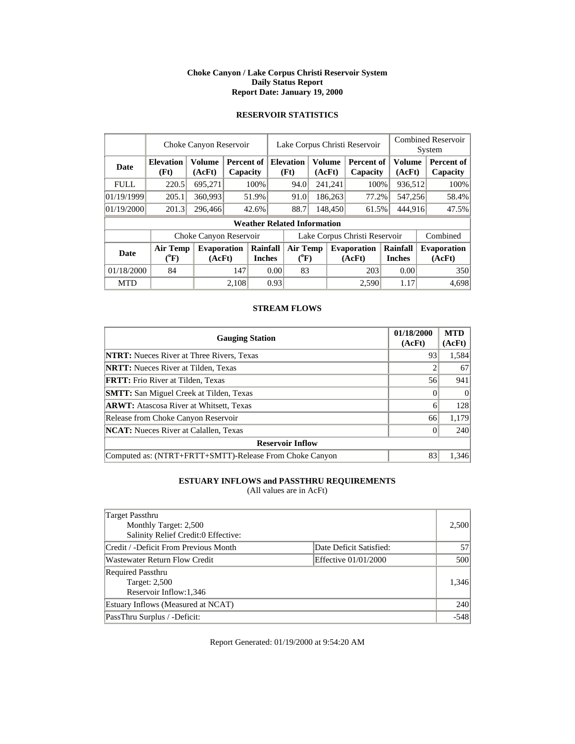**Choke Canyon / Lake Corpus Christi Reservoir System**
**Daily Status Report**
**Report Date: January 19, 2000**

## RESERVOIR STATISTICS

| | Choke Canyon Reservoir | | | Lake Corpus Christi Reservoir | | | Combined Reservoir System | |
|---|---|---|---|---|---|---|---|---|
| **Date** | **Elevation (Ft)** | **Volume (AcFt)** | **Percent of Capacity** | **Elevation (Ft)** | **Volume (AcFt)** | **Percent of Capacity** | **Volume (AcFt)** | **Percent of Capacity** |
| FULL | 220.5 | 695,271 | 100% | 94.0 | 241,241 | 100% | 936,512 | 100% |
| 01/19/1999 | 205.1 | 360,993 | 51.9% | 91.0 | 186,263 | 77.2% | 547,256 | 58.4% |
| 01/19/2000 | 201.3 | 296,466 | 42.6% | 88.7 | 148,450 | 61.5% | 444,916 | 47.5% |

**Weather Related Information**

| | Choke Canyon Reservoir | | | Lake Corpus Christi Reservoir | | | Combined |
|---|---|---|---|---|---|---|---|
| **Date** | **Air Temp (°F)** | **Evaporation (AcFt)** | **Rainfall Inches** | **Air Temp (°F)** | **Evaporation (AcFt)** | **Rainfall Inches** | **Evaporation (AcFt)** |
| 01/18/2000 | 84 | 147 | 0.00 | 83 | 203 | 0.00 | 350 |
| MTD | | 2,108 | 0.93 | | 2,590 | 1.17 | 4,698 |

## STREAM FLOWS

| Gauging Station | 01/18/2000 (AcFt) | MTD (AcFt) |
|---|---|---|
| **NTRT:** Nueces River at Three Rivers, Texas | 93 | 1,584 |
| **NRTT:** Nueces River at Tilden, Texas | 2 | 67 |
| **FRTT:** Frio River at Tilden, Texas | 56 | 941 |
| **SMTT:** San Miguel Creek at Tilden, Texas | 0 | 0 |
| **ARWT:** Atascosa River at Whitsett, Texas | 6 | 128 |
| Release from Choke Canyon Reservoir | 66 | 1,179 |
| **NCAT:** Nueces River at Calallen, Texas | 0 | 240 |
| **Reservoir Inflow** | | |
| Computed as: (NTRT+FRTT+SMTT)-Release From Choke Canyon | 83 | 1,346 |

## ESTUARY INFLOWS and PASSTHRU REQUIREMENTS

(All values are in AcFt)

| | | |
|---|---|---|
| Target Passthru<br>Monthly Target: 2,500<br>Salinity Relief Credit:0 Effective: | | 2,500 |
| Credit / -Deficit From Previous Month | Date Deficit Satisfied: | 57 |
| Wastewater Return Flow Credit | Effective 01/01/2000 | 500 |
| Required Passthru<br>Target: 2,500<br>Reservoir Inflow:1,346 | | 1,346 |
| Estuary Inflows (Measured at NCAT) | | 240 |
| PassThru Surplus / -Deficit: | | -548 |

Report Generated: 01/19/2000 at 9:54:20 AM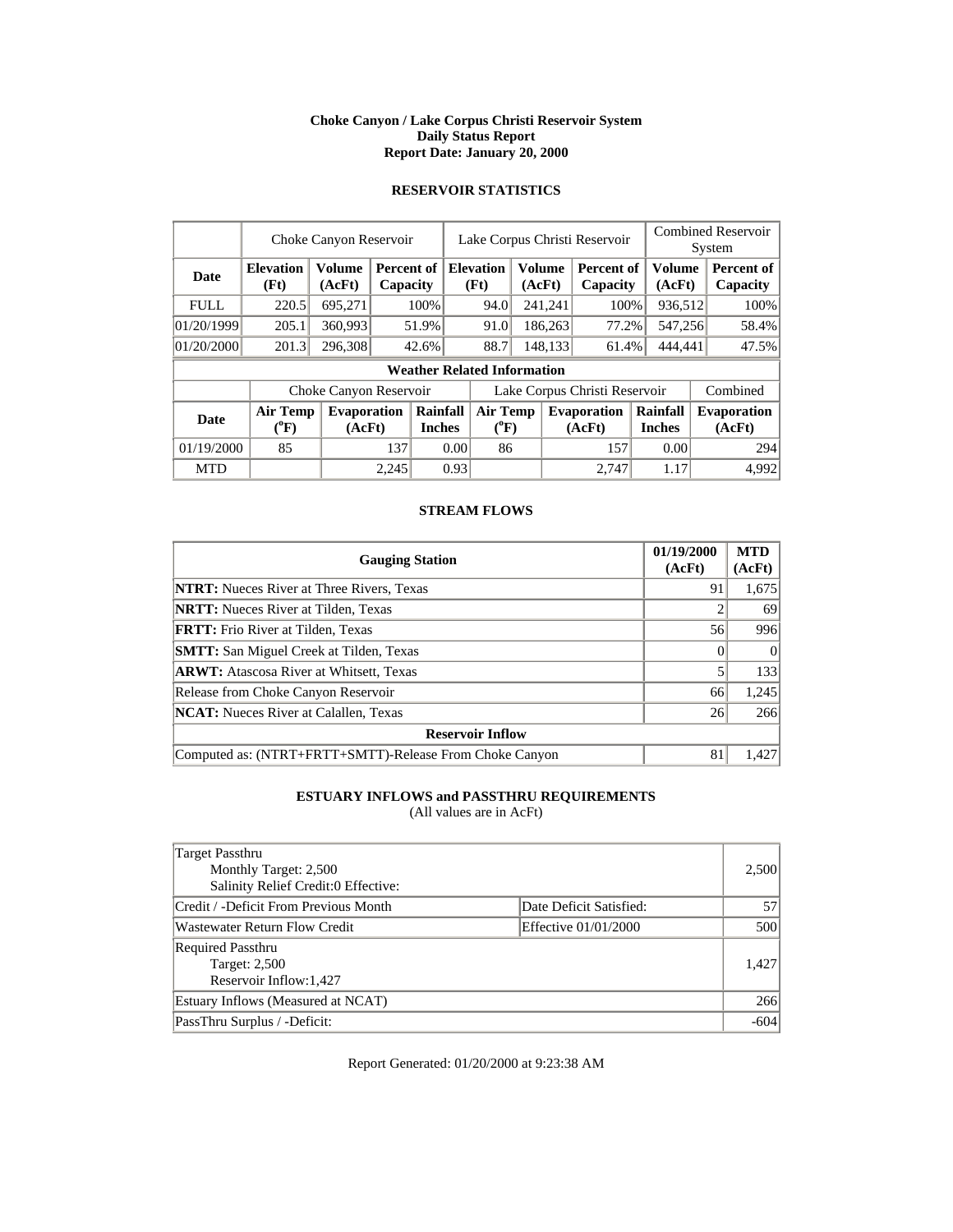**Choke Canyon / Lake Corpus Christi Reservoir System**
**Daily Status Report**
**Report Date: January 20, 2000**

## RESERVOIR STATISTICS

| | Choke Canyon Reservoir | | | Lake Corpus Christi Reservoir | | | Combined Reservoir System | |
|---|---|---|---|---|---|---|---|---|
| **Date** | **Elevation (Ft)** | **Volume (AcFt)** | **Percent of Capacity** | **Elevation (Ft)** | **Volume (AcFt)** | **Percent of Capacity** | **Volume (AcFt)** | **Percent of Capacity** |
| FULL | 220.5 | 695,271 | 100% | 94.0 | 241,241 | 100% | 936,512 | 100% |
| 01/20/1999 | 205.1 | 360,993 | 51.9% | 91.0 | 186,263 | 77.2% | 547,256 | 58.4% |
| 01/20/2000 | 201.3 | 296,308 | 42.6% | 88.7 | 148,133 | 61.4% | 444,441 | 47.5% |

**Weather Related Information**

| | Choke Canyon Reservoir | | | Lake Corpus Christi Reservoir | | | Combined |
|---|---|---|---|---|---|---|---|
| **Date** | **Air Temp (°F)** | **Evaporation (AcFt)** | **Rainfall Inches** | **Air Temp (°F)** | **Evaporation (AcFt)** | **Rainfall Inches** | **Evaporation (AcFt)** |
| 01/19/2000 | 85 | 137 | 0.00 | 86 | 157 | 0.00 | 294 |
| MTD | | 2,245 | 0.93 | | 2,747 | 1.17 | 4,992 |

## STREAM FLOWS

| Gauging Station | 01/19/2000 (AcFt) | MTD (AcFt) |
|---|---|---|
| **NTRT:** Nueces River at Three Rivers, Texas | 91 | 1,675 |
| **NRTT:** Nueces River at Tilden, Texas | 2 | 69 |
| **FRTT:** Frio River at Tilden, Texas | 56 | 996 |
| **SMTT:** San Miguel Creek at Tilden, Texas | 0 | 0 |
| **ARWT:** Atascosa River at Whitsett, Texas | 5 | 133 |
| Release from Choke Canyon Reservoir | 66 | 1,245 |
| **NCAT:** Nueces River at Calallen, Texas | 26 | 266 |
| **Reservoir Inflow** | | |
| Computed as: (NTRT+FRTT+SMTT)-Release From Choke Canyon | 81 | 1,427 |

## ESTUARY INFLOWS and PASSTHRU REQUIREMENTS

(All values are in AcFt)

| | | |
|---|---|---|
| Target Passthru<br>Monthly Target: 2,500<br>Salinity Relief Credit:0 Effective: | | 2,500 |
| Credit / -Deficit From Previous Month | Date Deficit Satisfied: | 57 |
| Wastewater Return Flow Credit | Effective 01/01/2000 | 500 |
| Required Passthru<br>Target: 2,500<br>Reservoir Inflow:1,427 | | 1,427 |
| Estuary Inflows (Measured at NCAT) | | 266 |
| PassThru Surplus / -Deficit: | | -604 |

Report Generated: 01/20/2000 at 9:23:38 AM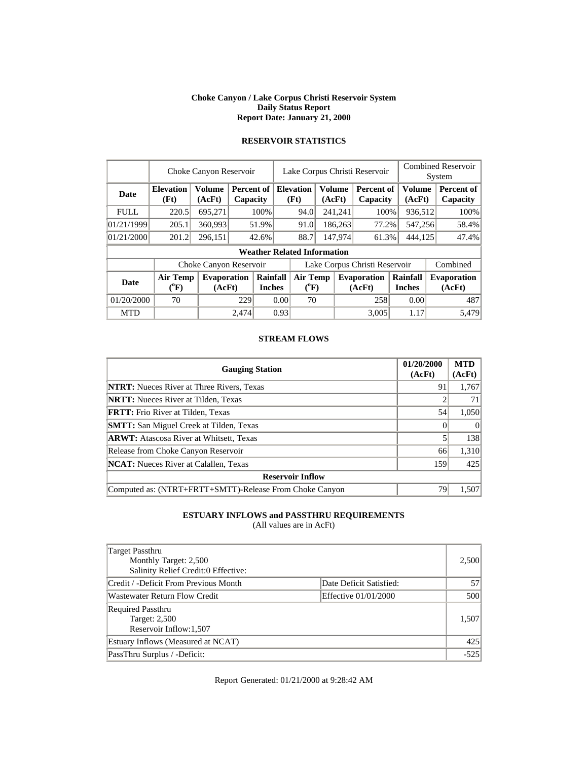**Choke Canyon / Lake Corpus Christi Reservoir System**
**Daily Status Report**
**Report Date: January 21, 2000**

## RESERVOIR STATISTICS

| | Choke Canyon Reservoir | | | Lake Corpus Christi Reservoir | | | Combined Reservoir System | |
|---|---|---|---|---|---|---|---|---|
| **Date** | **Elevation (Ft)** | **Volume (AcFt)** | **Percent of Capacity** | **Elevation (Ft)** | **Volume (AcFt)** | **Percent of Capacity** | **Volume (AcFt)** | **Percent of Capacity** |
| FULL | 220.5 | 695,271 | 100% | 94.0 | 241,241 | 100% | 936,512 | 100% |
| 01/21/1999 | 205.1 | 360,993 | 51.9% | 91.0 | 186,263 | 77.2% | 547,256 | 58.4% |
| 01/21/2000 | 201.2 | 296,151 | 42.6% | 88.7 | 147,974 | 61.3% | 444,125 | 47.4% |

**Weather Related Information**

| | Choke Canyon Reservoir | | | Lake Corpus Christi Reservoir | | | Combined |
|---|---|---|---|---|---|---|---|
| **Date** | **Air Temp (°F)** | **Evaporation (AcFt)** | **Rainfall Inches** | **Air Temp (°F)** | **Evaporation (AcFt)** | **Rainfall Inches** | **Evaporation (AcFt)** |
| 01/20/2000 | 70 | 229 | 0.00 | 70 | 258 | 0.00 | 487 |
| MTD | | 2,474 | 0.93 | | 3,005 | 1.17 | 5,479 |

## STREAM FLOWS

| Gauging Station | 01/20/2000 (AcFt) | MTD (AcFt) |
|---|---|---|
| **NTRT:** Nueces River at Three Rivers, Texas | 91 | 1,767 |
| **NRTT:** Nueces River at Tilden, Texas | 2 | 71 |
| **FRTT:** Frio River at Tilden, Texas | 54 | 1,050 |
| **SMTT:** San Miguel Creek at Tilden, Texas | 0 | 0 |
| **ARWT:** Atascosa River at Whitsett, Texas | 5 | 138 |
| Release from Choke Canyon Reservoir | 66 | 1,310 |
| **NCAT:** Nueces River at Calallen, Texas | 159 | 425 |
| **Reservoir Inflow** | | |
| Computed as: (NTRT+FRTT+SMTT)-Release From Choke Canyon | 79 | 1,507 |

## ESTUARY INFLOWS and PASSTHRU REQUIREMENTS

(All values are in AcFt)

| | | |
|---|---|---|
| Target Passthru<br>Monthly Target: 2,500<br>Salinity Relief Credit:0 Effective: | | 2,500 |
| Credit / -Deficit From Previous Month | Date Deficit Satisfied: | 57 |
| Wastewater Return Flow Credit | Effective 01/01/2000 | 500 |
| Required Passthru<br>Target: 2,500<br>Reservoir Inflow:1,507 | | 1,507 |
| Estuary Inflows (Measured at NCAT) | | 425 |
| PassThru Surplus / -Deficit: | | -525 |

Report Generated: 01/21/2000 at 9:28:42 AM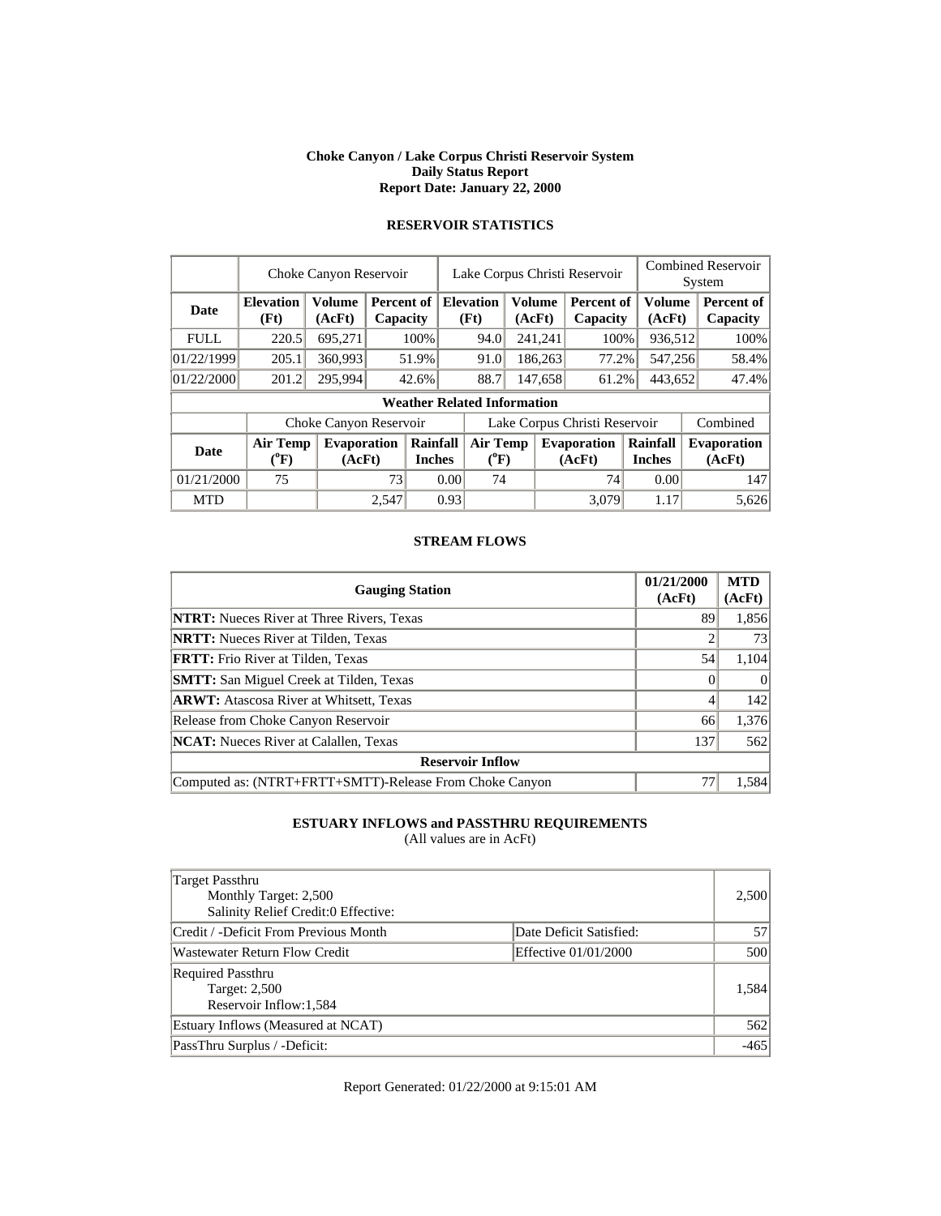**Choke Canyon / Lake Corpus Christi Reservoir System**
**Daily Status Report**
**Report Date: January 22, 2000**

## RESERVOIR STATISTICS

| | Choke Canyon Reservoir | | | Lake Corpus Christi Reservoir | | | Combined Reservoir System | |
|---|---|---|---|---|---|---|---|---|
| **Date** | **Elevation (Ft)** | **Volume (AcFt)** | **Percent of Capacity** | **Elevation (Ft)** | **Volume (AcFt)** | **Percent of Capacity** | **Volume (AcFt)** | **Percent of Capacity** |
| FULL | 220.5 | 695,271 | 100% | 94.0 | 241,241 | 100% | 936,512 | 100% |
| 01/22/1999 | 205.1 | 360,993 | 51.9% | 91.0 | 186,263 | 77.2% | 547,256 | 58.4% |
| 01/22/2000 | 201.2 | 295,994 | 42.6% | 88.7 | 147,658 | 61.2% | 443,652 | 47.4% |

**Weather Related Information**

| | Choke Canyon Reservoir | | | Lake Corpus Christi Reservoir | | | Combined |
|---|---|---|---|---|---|---|---|
| **Date** | **Air Temp (°F)** | **Evaporation (AcFt)** | **Rainfall Inches** | **Air Temp (°F)** | **Evaporation (AcFt)** | **Rainfall Inches** | **Evaporation (AcFt)** |
| 01/21/2000 | 75 | 73 | 0.00 | 74 | 74 | 0.00 | 147 |
| MTD | | 2,547 | 0.93 | | 3,079 | 1.17 | 5,626 |

## STREAM FLOWS

| Gauging Station | 01/21/2000 (AcFt) | MTD (AcFt) |
|---|---|---|
| **NTRT:** Nueces River at Three Rivers, Texas | 89 | 1,856 |
| **NRTT:** Nueces River at Tilden, Texas | 2 | 73 |
| **FRTT:** Frio River at Tilden, Texas | 54 | 1,104 |
| **SMTT:** San Miguel Creek at Tilden, Texas | 0 | 0 |
| **ARWT:** Atascosa River at Whitsett, Texas | 4 | 142 |
| Release from Choke Canyon Reservoir | 66 | 1,376 |
| **NCAT:** Nueces River at Calallen, Texas | 137 | 562 |
| **Reservoir Inflow** | | |
| Computed as: (NTRT+FRTT+SMTT)-Release From Choke Canyon | 77 | 1,584 |

## ESTUARY INFLOWS and PASSTHRU REQUIREMENTS

(All values are in AcFt)

| | | |
|---|---|---|
| Target Passthru<br>Monthly Target: 2,500<br>Salinity Relief Credit:0 Effective: | | 2,500 |
| Credit / -Deficit From Previous Month | Date Deficit Satisfied: | 57 |
| Wastewater Return Flow Credit | Effective 01/01/2000 | 500 |
| Required Passthru<br>Target: 2,500<br>Reservoir Inflow:1,584 | | 1,584 |
| Estuary Inflows (Measured at NCAT) | | 562 |
| PassThru Surplus / -Deficit: | | -465 |

Report Generated: 01/22/2000 at 9:15:01 AM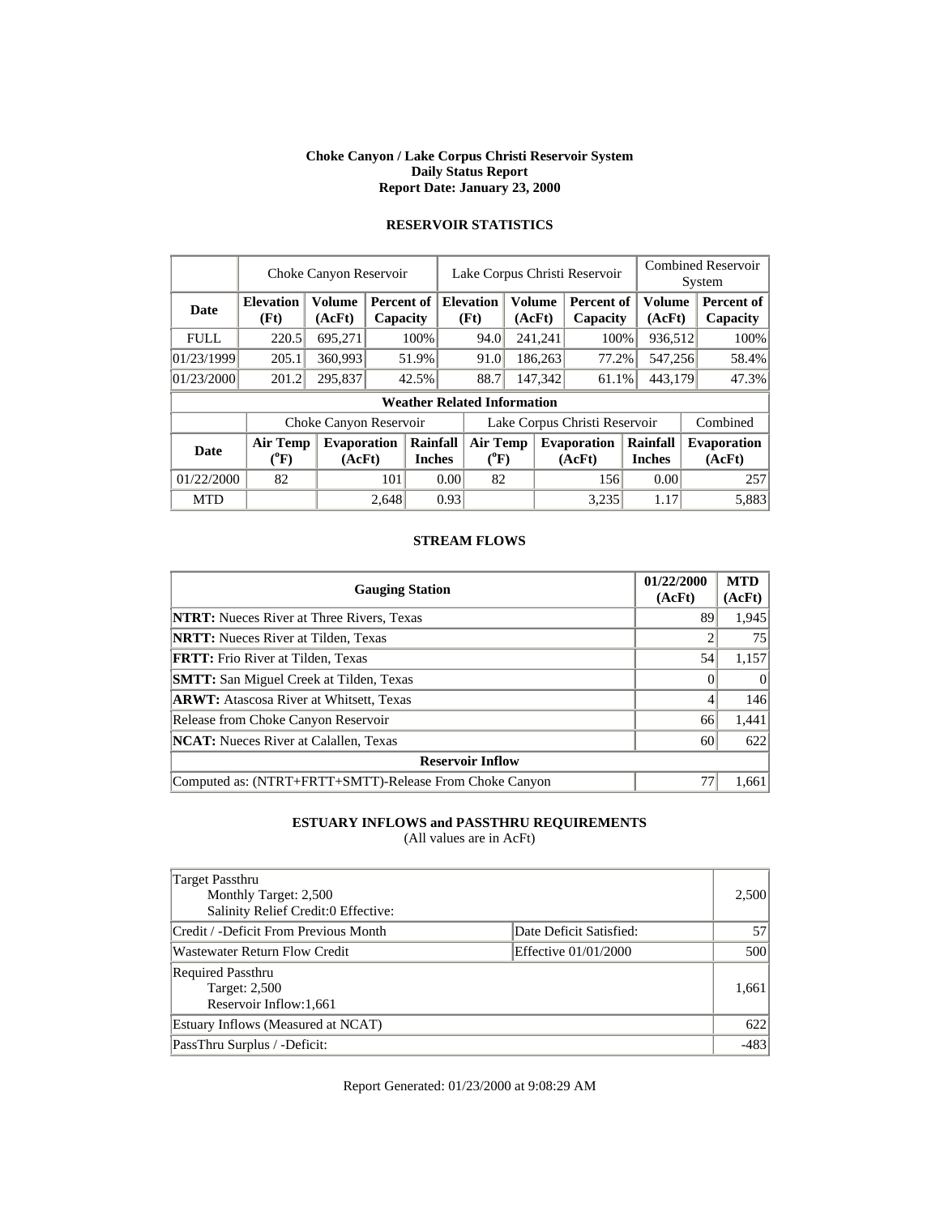**Choke Canyon / Lake Corpus Christi Reservoir System**
**Daily Status Report**
**Report Date: January 23, 2000**

## RESERVOIR STATISTICS

| | Choke Canyon Reservoir | | | Lake Corpus Christi Reservoir | | | Combined Reservoir System | |
|---|---|---|---|---|---|---|---|---|
| **Date** | **Elevation (Ft)** | **Volume (AcFt)** | **Percent of Capacity** | **Elevation (Ft)** | **Volume (AcFt)** | **Percent of Capacity** | **Volume (AcFt)** | **Percent of Capacity** |
| FULL | 220.5 | 695,271 | 100% | 94.0 | 241,241 | 100% | 936,512 | 100% |
| 01/23/1999 | 205.1 | 360,993 | 51.9% | 91.0 | 186,263 | 77.2% | 547,256 | 58.4% |
| 01/23/2000 | 201.2 | 295,837 | 42.5% | 88.7 | 147,342 | 61.1% | 443,179 | 47.3% |

**Weather Related Information**

| | Choke Canyon Reservoir | | | Lake Corpus Christi Reservoir | | | Combined |
|---|---|---|---|---|---|---|---|
| **Date** | **Air Temp (°F)** | **Evaporation (AcFt)** | **Rainfall Inches** | **Air Temp (°F)** | **Evaporation (AcFt)** | **Rainfall Inches** | **Evaporation (AcFt)** |
| 01/22/2000 | 82 | 101 | 0.00 | 82 | 156 | 0.00 | 257 |
| MTD | | 2,648 | 0.93 | | 3,235 | 1.17 | 5,883 |

## STREAM FLOWS

| Gauging Station | 01/22/2000 (AcFt) | MTD (AcFt) |
|---|---|---|
| **NTRT:** Nueces River at Three Rivers, Texas | 89 | 1,945 |
| **NRTT:** Nueces River at Tilden, Texas | 2 | 75 |
| **FRTT:** Frio River at Tilden, Texas | 54 | 1,157 |
| **SMTT:** San Miguel Creek at Tilden, Texas | 0 | 0 |
| **ARWT:** Atascosa River at Whitsett, Texas | 4 | 146 |
| Release from Choke Canyon Reservoir | 66 | 1,441 |
| **NCAT:** Nueces River at Calallen, Texas | 60 | 622 |
| **Reservoir Inflow** | | |
| Computed as: (NTRT+FRTT+SMTT)-Release From Choke Canyon | 77 | 1,661 |

## ESTUARY INFLOWS and PASSTHRU REQUIREMENTS

(All values are in AcFt)

| | | |
|---|---|---|
| Target Passthru<br>Monthly Target: 2,500<br>Salinity Relief Credit:0 Effective: | | 2,500 |
| Credit / -Deficit From Previous Month | Date Deficit Satisfied: | 57 |
| Wastewater Return Flow Credit | Effective 01/01/2000 | 500 |
| Required Passthru<br>Target: 2,500<br>Reservoir Inflow:1,661 | | 1,661 |
| Estuary Inflows (Measured at NCAT) | | 622 |
| PassThru Surplus / -Deficit: | | -483 |

Report Generated: 01/23/2000 at 9:08:29 AM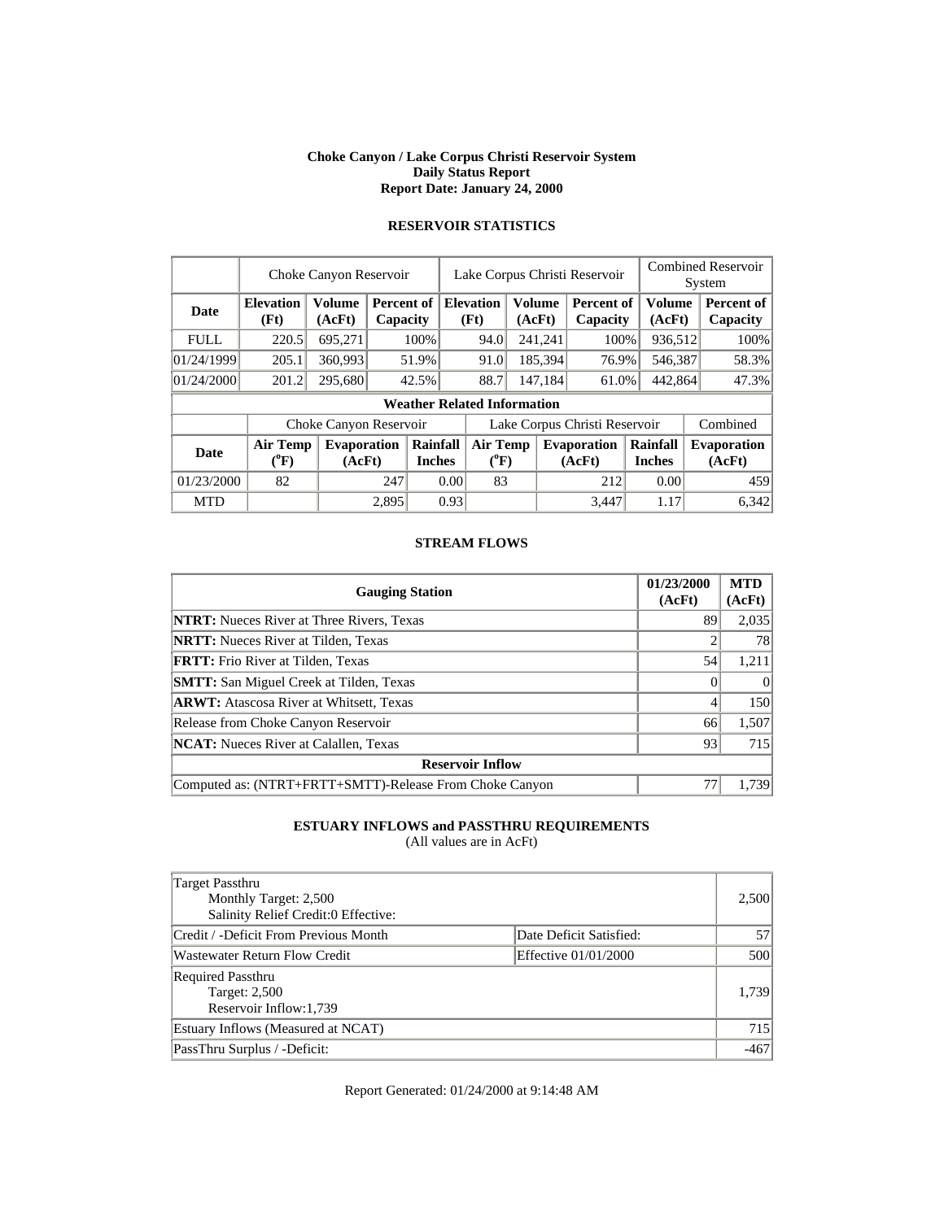**Choke Canyon / Lake Corpus Christi Reservoir System**
**Daily Status Report**
**Report Date: January 24, 2000**

## RESERVOIR STATISTICS

| | Choke Canyon Reservoir | | | Lake Corpus Christi Reservoir | | | Combined Reservoir System | |
|---|---|---|---|---|---|---|---|---|
| **Date** | **Elevation (Ft)** | **Volume (AcFt)** | **Percent of Capacity** | **Elevation (Ft)** | **Volume (AcFt)** | **Percent of Capacity** | **Volume (AcFt)** | **Percent of Capacity** |
| FULL | 220.5 | 695,271 | 100% | 94.0 | 241,241 | 100% | 936,512 | 100% |
| 01/24/1999 | 205.1 | 360,993 | 51.9% | 91.0 | 185,394 | 76.9% | 546,387 | 58.3% |
| 01/24/2000 | 201.2 | 295,680 | 42.5% | 88.7 | 147,184 | 61.0% | 442,864 | 47.3% |

**Weather Related Information**

| | Choke Canyon Reservoir | | | Lake Corpus Christi Reservoir | | | Combined |
|---|---|---|---|---|---|---|---|
| **Date** | **Air Temp (°F)** | **Evaporation (AcFt)** | **Rainfall Inches** | **Air Temp (°F)** | **Evaporation (AcFt)** | **Rainfall Inches** | **Evaporation (AcFt)** |
| 01/23/2000 | 82 | 247 | 0.00 | 83 | 212 | 0.00 | 459 |
| MTD | | 2,895 | 0.93 | | 3,447 | 1.17 | 6,342 |

## STREAM FLOWS

| Gauging Station | 01/23/2000 (AcFt) | MTD (AcFt) |
|---|---|---|
| **NTRT:** Nueces River at Three Rivers, Texas | 89 | 2,035 |
| **NRTT:** Nueces River at Tilden, Texas | 2 | 78 |
| **FRTT:** Frio River at Tilden, Texas | 54 | 1,211 |
| **SMTT:** San Miguel Creek at Tilden, Texas | 0 | 0 |
| **ARWT:** Atascosa River at Whitsett, Texas | 4 | 150 |
| Release from Choke Canyon Reservoir | 66 | 1,507 |
| **NCAT:** Nueces River at Calallen, Texas | 93 | 715 |
| **Reservoir Inflow** | | |
| Computed as: (NTRT+FRTT+SMTT)-Release From Choke Canyon | 77 | 1,739 |

## ESTUARY INFLOWS and PASSTHRU REQUIREMENTS

(All values are in AcFt)

| | | |
|---|---|---|
| Target Passthru<br>Monthly Target: 2,500<br>Salinity Relief Credit:0 Effective: | | 2,500 |
| Credit / -Deficit From Previous Month | Date Deficit Satisfied: | 57 |
| Wastewater Return Flow Credit | Effective 01/01/2000 | 500 |
| Required Passthru<br>Target: 2,500<br>Reservoir Inflow:1,739 | | 1,739 |
| Estuary Inflows (Measured at NCAT) | | 715 |
| PassThru Surplus / -Deficit: | | -467 |

Report Generated: 01/24/2000 at 9:14:48 AM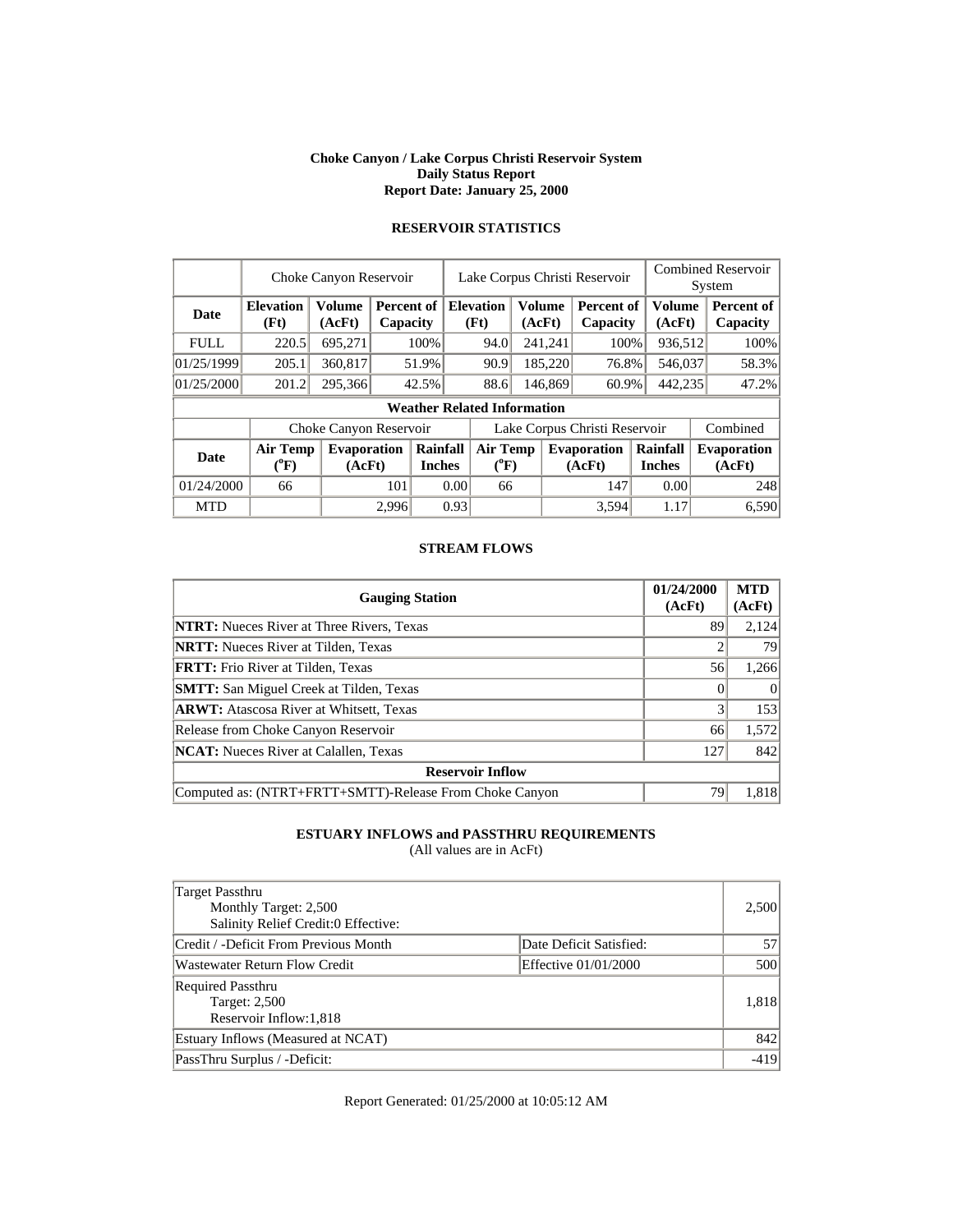**Choke Canyon / Lake Corpus Christi Reservoir System**
**Daily Status Report**
**Report Date: January 25, 2000**

## RESERVOIR STATISTICS

| | Choke Canyon Reservoir | | | Lake Corpus Christi Reservoir | | | Combined Reservoir System | |
|---|---|---|---|---|---|---|---|---|
| **Date** | **Elevation (Ft)** | **Volume (AcFt)** | **Percent of Capacity** | **Elevation (Ft)** | **Volume (AcFt)** | **Percent of Capacity** | **Volume (AcFt)** | **Percent of Capacity** |
| FULL | 220.5 | 695,271 | 100% | 94.0 | 241,241 | 100% | 936,512 | 100% |
| 01/25/1999 | 205.1 | 360,817 | 51.9% | 90.9 | 185,220 | 76.8% | 546,037 | 58.3% |
| 01/25/2000 | 201.2 | 295,366 | 42.5% | 88.6 | 146,869 | 60.9% | 442,235 | 47.2% |

**Weather Related Information**

| | Choke Canyon Reservoir | | | Lake Corpus Christi Reservoir | | | Combined |
|---|---|---|---|---|---|---|---|
| **Date** | **Air Temp (°F)** | **Evaporation (AcFt)** | **Rainfall Inches** | **Air Temp (°F)** | **Evaporation (AcFt)** | **Rainfall Inches** | **Evaporation (AcFt)** |
| 01/24/2000 | 66 | 101 | 0.00 | 66 | 147 | 0.00 | 248 |
| MTD | | 2,996 | 0.93 | | 3,594 | 1.17 | 6,590 |

## STREAM FLOWS

| Gauging Station | 01/24/2000 (AcFt) | MTD (AcFt) |
|---|---|---|
| **NTRT:** Nueces River at Three Rivers, Texas | 89 | 2,124 |
| **NRTT:** Nueces River at Tilden, Texas | 2 | 79 |
| **FRTT:** Frio River at Tilden, Texas | 56 | 1,266 |
| **SMTT:** San Miguel Creek at Tilden, Texas | 0 | 0 |
| **ARWT:** Atascosa River at Whitsett, Texas | 3 | 153 |
| Release from Choke Canyon Reservoir | 66 | 1,572 |
| **NCAT:** Nueces River at Calallen, Texas | 127 | 842 |
| **Reservoir Inflow** | | |
| Computed as: (NTRT+FRTT+SMTT)-Release From Choke Canyon | 79 | 1,818 |

## ESTUARY INFLOWS and PASSTHRU REQUIREMENTS

(All values are in AcFt)

| | | |
|---|---|---|
| Target Passthru<br>Monthly Target: 2,500<br>Salinity Relief Credit:0 Effective: | | 2,500 |
| Credit / -Deficit From Previous Month | Date Deficit Satisfied: | 57 |
| Wastewater Return Flow Credit | Effective 01/01/2000 | 500 |
| Required Passthru<br>Target: 2,500<br>Reservoir Inflow:1,818 | | 1,818 |
| Estuary Inflows (Measured at NCAT) | | 842 |
| PassThru Surplus / -Deficit: | | -419 |

Report Generated: 01/25/2000 at 10:05:12 AM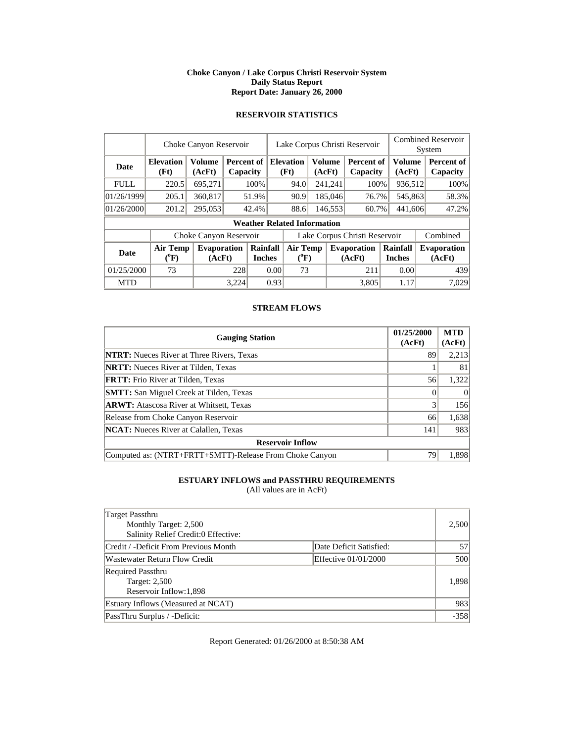# Choke Canyon / Lake Corpus Christi Reservoir System
## Daily Status Report
### Report Date: January 26, 2000

## RESERVOIR STATISTICS

| | Choke Canyon Reservoir | | | Lake Corpus Christi Reservoir | | | Combined Reservoir System | |
|---|---|---|---|---|---|---|---|---|
| **Date** | **Elevation (Ft)** | **Volume (AcFt)** | **Percent of Capacity** | **Elevation (Ft)** | **Volume (AcFt)** | **Percent of Capacity** | **Volume (AcFt)** | **Percent of Capacity** |
| FULL | 220.5 | 695,271 | 100% | 94.0 | 241,241 | 100% | 936,512 | 100% |
| 01/26/1999 | 205.1 | 360,817 | 51.9% | 90.9 | 185,046 | 76.7% | 545,863 | 58.3% |
| 01/26/2000 | 201.2 | 295,053 | 42.4% | 88.6 | 146,553 | 60.7% | 441,606 | 47.2% |

**Weather Related Information**

| | Choke Canyon Reservoir | | | Lake Corpus Christi Reservoir | | | Combined |
|---|---|---|---|---|---|---|---|
| **Date** | **Air Temp (°F)** | **Evaporation (AcFt)** | **Rainfall Inches** | **Air Temp (°F)** | **Evaporation (AcFt)** | **Rainfall Inches** | **Evaporation (AcFt)** |
| 01/25/2000 | 73 | 228 | 0.00 | 73 | 211 | 0.00 | 439 |
| MTD | | 3,224 | 0.93 | | 3,805 | 1.17 | 7,029 |

## STREAM FLOWS

| Gauging Station | 01/25/2000 (AcFt) | MTD (AcFt) |
|---|---|---|
| **NTRT:** Nueces River at Three Rivers, Texas | 89 | 2,213 |
| **NRTT:** Nueces River at Tilden, Texas | 1 | 81 |
| **FRTT:** Frio River at Tilden, Texas | 56 | 1,322 |
| **SMTT:** San Miguel Creek at Tilden, Texas | 0 | 0 |
| **ARWT:** Atascosa River at Whitsett, Texas | 3 | 156 |
| Release from Choke Canyon Reservoir | 66 | 1,638 |
| **NCAT:** Nueces River at Calallen, Texas | 141 | 983 |
| **Reservoir Inflow** | | |
| Computed as: (NTRT+FRTT+SMTT)-Release From Choke Canyon | 79 | 1,898 |

## ESTUARY INFLOWS and PASSTHRU REQUIREMENTS

(All values are in AcFt)

| | | |
|---|---|---|
| Target Passthru<br>Monthly Target: 2,500<br>Salinity Relief Credit:0 Effective: | | 2,500 |
| Credit / -Deficit From Previous Month | Date Deficit Satisfied: | 57 |
| Wastewater Return Flow Credit | Effective 01/01/2000 | 500 |
| Required Passthru<br>Target: 2,500<br>Reservoir Inflow:1,898 | | 1,898 |
| Estuary Inflows (Measured at NCAT) | | 983 |
| PassThru Surplus / -Deficit: | | -358 |

Report Generated: 01/26/2000 at 8:50:38 AM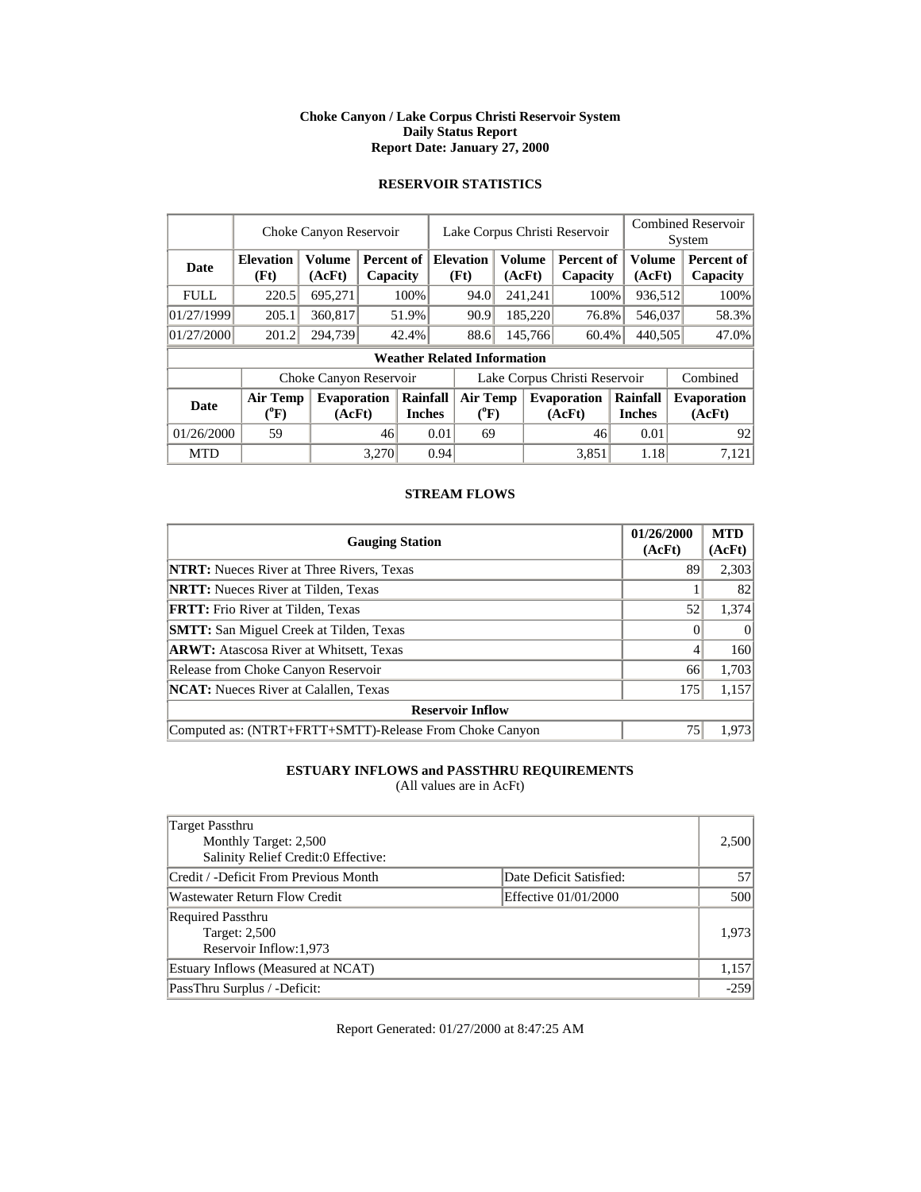**Choke Canyon / Lake Corpus Christi Reservoir System**
**Daily Status Report**
**Report Date: January 27, 2000**

## RESERVOIR STATISTICS

| | Choke Canyon Reservoir | | | Lake Corpus Christi Reservoir | | | Combined Reservoir System | |
|---|---|---|---|---|---|---|---|---|
| **Date** | **Elevation (Ft)** | **Volume (AcFt)** | **Percent of Capacity** | **Elevation (Ft)** | **Volume (AcFt)** | **Percent of Capacity** | **Volume (AcFt)** | **Percent of Capacity** |
| FULL | 220.5 | 695,271 | 100% | 94.0 | 241,241 | 100% | 936,512 | 100% |
| 01/27/1999 | 205.1 | 360,817 | 51.9% | 90.9 | 185,220 | 76.8% | 546,037 | 58.3% |
| 01/27/2000 | 201.2 | 294,739 | 42.4% | 88.6 | 145,766 | 60.4% | 440,505 | 47.0% |

**Weather Related Information**

| | Choke Canyon Reservoir | | | Lake Corpus Christi Reservoir | | | Combined |
|---|---|---|---|---|---|---|---|
| **Date** | **Air Temp (°F)** | **Evaporation (AcFt)** | **Rainfall Inches** | **Air Temp (°F)** | **Evaporation (AcFt)** | **Rainfall Inches** | **Evaporation (AcFt)** |
| 01/26/2000 | 59 | 46 | 0.01 | 69 | 46 | 0.01 | 92 |
| MTD | | 3,270 | 0.94 | | 3,851 | 1.18 | 7,121 |

## STREAM FLOWS

| Gauging Station | 01/26/2000 (AcFt) | MTD (AcFt) |
|---|---|---|
| **NTRT:** Nueces River at Three Rivers, Texas | 89 | 2,303 |
| **NRTT:** Nueces River at Tilden, Texas | 1 | 82 |
| **FRTT:** Frio River at Tilden, Texas | 52 | 1,374 |
| **SMTT:** San Miguel Creek at Tilden, Texas | 0 | 0 |
| **ARWT:** Atascosa River at Whitsett, Texas | 4 | 160 |
| Release from Choke Canyon Reservoir | 66 | 1,703 |
| **NCAT:** Nueces River at Calallen, Texas | 175 | 1,157 |
| **Reservoir Inflow** | | |
| Computed as: (NTRT+FRTT+SMTT)-Release From Choke Canyon | 75 | 1,973 |

## ESTUARY INFLOWS and PASSTHRU REQUIREMENTS

(All values are in AcFt)

| | | |
|---|---|---|
| Target Passthru<br>Monthly Target: 2,500<br>Salinity Relief Credit:0 Effective: | | 2,500 |
| Credit / -Deficit From Previous Month | Date Deficit Satisfied: | 57 |
| Wastewater Return Flow Credit | Effective 01/01/2000 | 500 |
| Required Passthru<br>Target: 2,500<br>Reservoir Inflow:1,973 | | 1,973 |
| Estuary Inflows (Measured at NCAT) | | 1,157 |
| PassThru Surplus / -Deficit: | | -259 |

Report Generated: 01/27/2000 at 8:47:25 AM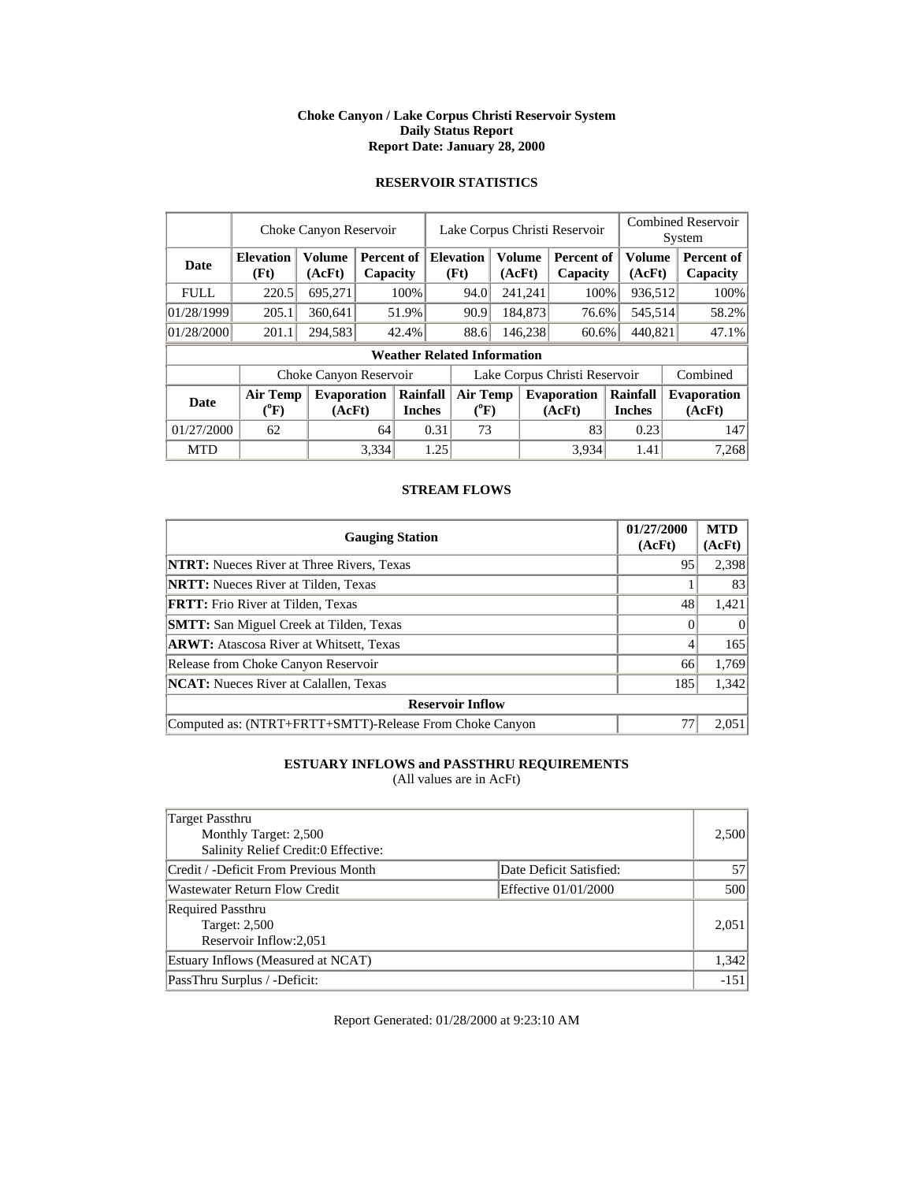**Choke Canyon / Lake Corpus Christi Reservoir System**
**Daily Status Report**
**Report Date: January 28, 2000**

## RESERVOIR STATISTICS

| | Choke Canyon Reservoir | | | Lake Corpus Christi Reservoir | | | Combined Reservoir System | |
|---|---|---|---|---|---|---|---|---|
| **Date** | **Elevation (Ft)** | **Volume (AcFt)** | **Percent of Capacity** | **Elevation (Ft)** | **Volume (AcFt)** | **Percent of Capacity** | **Volume (AcFt)** | **Percent of Capacity** |
| FULL | 220.5 | 695,271 | 100% | 94.0 | 241,241 | 100% | 936,512 | 100% |
| 01/28/1999 | 205.1 | 360,641 | 51.9% | 90.9 | 184,873 | 76.6% | 545,514 | 58.2% |
| 01/28/2000 | 201.1 | 294,583 | 42.4% | 88.6 | 146,238 | 60.6% | 440,821 | 47.1% |

**Weather Related Information**

| | Choke Canyon Reservoir | | | Lake Corpus Christi Reservoir | | | Combined |
|---|---|---|---|---|---|---|---|
| **Date** | **Air Temp (°F)** | **Evaporation (AcFt)** | **Rainfall Inches** | **Air Temp (°F)** | **Evaporation (AcFt)** | **Rainfall Inches** | **Evaporation (AcFt)** |
| 01/27/2000 | 62 | 64 | 0.31 | 73 | 83 | 0.23 | 147 |
| MTD | | 3,334 | 1.25 | | 3,934 | 1.41 | 7,268 |

## STREAM FLOWS

| Gauging Station | 01/27/2000 (AcFt) | MTD (AcFt) |
|---|---|---|
| **NTRT:** Nueces River at Three Rivers, Texas | 95 | 2,398 |
| **NRTT:** Nueces River at Tilden, Texas | 1 | 83 |
| **FRTT:** Frio River at Tilden, Texas | 48 | 1,421 |
| **SMTT:** San Miguel Creek at Tilden, Texas | 0 | 0 |
| **ARWT:** Atascosa River at Whitsett, Texas | 4 | 165 |
| Release from Choke Canyon Reservoir | 66 | 1,769 |
| **NCAT:** Nueces River at Calallen, Texas | 185 | 1,342 |
| **Reservoir Inflow** | | |
| Computed as: (NTRT+FRTT+SMTT)-Release From Choke Canyon | 77 | 2,051 |

## ESTUARY INFLOWS and PASSTHRU REQUIREMENTS

(All values are in AcFt)

| | | |
|---|---|---|
| Target Passthru<br>Monthly Target: 2,500<br>Salinity Relief Credit:0 Effective: | | 2,500 |
| Credit / -Deficit From Previous Month | Date Deficit Satisfied: | 57 |
| Wastewater Return Flow Credit | Effective 01/01/2000 | 500 |
| Required Passthru<br>Target: 2,500<br>Reservoir Inflow:2,051 | | 2,051 |
| Estuary Inflows (Measured at NCAT) | | 1,342 |
| PassThru Surplus / -Deficit: | | -151 |

Report Generated: 01/28/2000 at 9:23:10 AM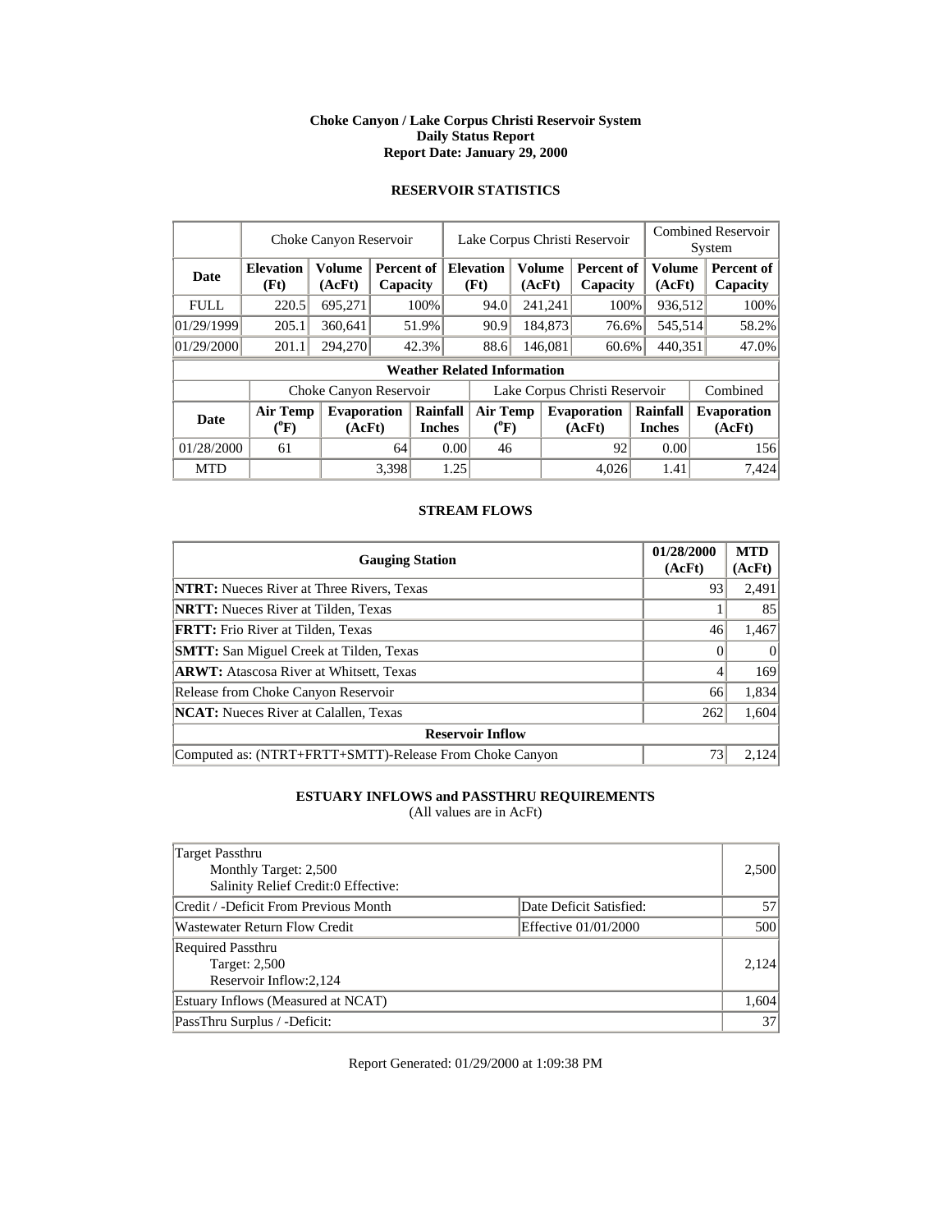**Choke Canyon / Lake Corpus Christi Reservoir System**
**Daily Status Report**
**Report Date: January 29, 2000**

## RESERVOIR STATISTICS

| | Choke Canyon Reservoir | | | Lake Corpus Christi Reservoir | | | Combined Reservoir System | |
|---|---|---|---|---|---|---|---|---|
| **Date** | **Elevation (Ft)** | **Volume (AcFt)** | **Percent of Capacity** | **Elevation (Ft)** | **Volume (AcFt)** | **Percent of Capacity** | **Volume (AcFt)** | **Percent of Capacity** |
| FULL | 220.5 | 695,271 | 100% | 94.0 | 241,241 | 100% | 936,512 | 100% |
| 01/29/1999 | 205.1 | 360,641 | 51.9% | 90.9 | 184,873 | 76.6% | 545,514 | 58.2% |
| 01/29/2000 | 201.1 | 294,270 | 42.3% | 88.6 | 146,081 | 60.6% | 440,351 | 47.0% |

**Weather Related Information**

| | Choke Canyon Reservoir | | | Lake Corpus Christi Reservoir | | | Combined |
|---|---|---|---|---|---|---|---|
| **Date** | **Air Temp (°F)** | **Evaporation (AcFt)** | **Rainfall Inches** | **Air Temp (°F)** | **Evaporation (AcFt)** | **Rainfall Inches** | **Evaporation (AcFt)** |
| 01/28/2000 | 61 | 64 | 0.00 | 46 | 92 | 0.00 | 156 |
| MTD | | 3,398 | 1.25 | | 4,026 | 1.41 | 7,424 |

## STREAM FLOWS

| Gauging Station | 01/28/2000 (AcFt) | MTD (AcFt) |
|---|---|---|
| **NTRT:** Nueces River at Three Rivers, Texas | 93 | 2,491 |
| **NRTT:** Nueces River at Tilden, Texas | 1 | 85 |
| **FRTT:** Frio River at Tilden, Texas | 46 | 1,467 |
| **SMTT:** San Miguel Creek at Tilden, Texas | 0 | 0 |
| **ARWT:** Atascosa River at Whitsett, Texas | 4 | 169 |
| Release from Choke Canyon Reservoir | 66 | 1,834 |
| **NCAT:** Nueces River at Calallen, Texas | 262 | 1,604 |
| **Reservoir Inflow** | | |
| Computed as: (NTRT+FRTT+SMTT)-Release From Choke Canyon | 73 | 2,124 |

## ESTUARY INFLOWS and PASSTHRU REQUIREMENTS

(All values are in AcFt)

| | | |
|---|---|---|
| Target Passthru<br>Monthly Target: 2,500<br>Salinity Relief Credit:0 Effective: | | 2,500 |
| Credit / -Deficit From Previous Month | Date Deficit Satisfied: | 57 |
| Wastewater Return Flow Credit | Effective 01/01/2000 | 500 |
| Required Passthru<br>Target: 2,500<br>Reservoir Inflow:2,124 | | 2,124 |
| Estuary Inflows (Measured at NCAT) | | 1,604 |
| PassThru Surplus / -Deficit: | | 37 |

Report Generated: 01/29/2000 at 1:09:38 PM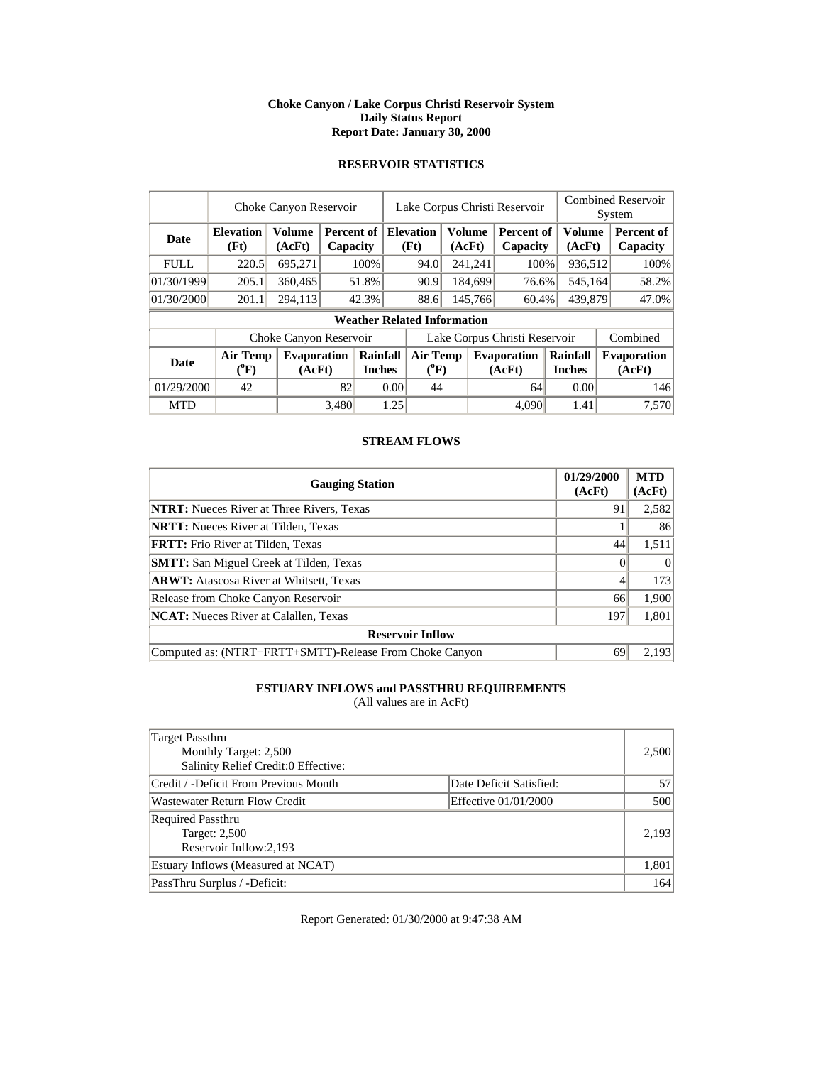**Choke Canyon / Lake Corpus Christi Reservoir System**
**Daily Status Report**
**Report Date: January 30, 2000**

## RESERVOIR STATISTICS

| | Choke Canyon Reservoir | | | Lake Corpus Christi Reservoir | | | Combined Reservoir System | |
|---|---|---|---|---|---|---|---|---|
| **Date** | **Elevation (Ft)** | **Volume (AcFt)** | **Percent of Capacity** | **Elevation (Ft)** | **Volume (AcFt)** | **Percent of Capacity** | **Volume (AcFt)** | **Percent of Capacity** |
| FULL | 220.5 | 695,271 | 100% | 94.0 | 241,241 | 100% | 936,512 | 100% |
| 01/30/1999 | 205.1 | 360,465 | 51.8% | 90.9 | 184,699 | 76.6% | 545,164 | 58.2% |
| 01/30/2000 | 201.1 | 294,113 | 42.3% | 88.6 | 145,766 | 60.4% | 439,879 | 47.0% |

**Weather Related Information**

| | Choke Canyon Reservoir | | | Lake Corpus Christi Reservoir | | | Combined |
|---|---|---|---|---|---|---|---|
| **Date** | **Air Temp (°F)** | **Evaporation (AcFt)** | **Rainfall Inches** | **Air Temp (°F)** | **Evaporation (AcFt)** | **Rainfall Inches** | **Evaporation (AcFt)** |
| 01/29/2000 | 42 | 82 | 0.00 | 44 | 64 | 0.00 | 146 |
| MTD | | 3,480 | 1.25 | | 4,090 | 1.41 | 7,570 |

## STREAM FLOWS

| Gauging Station | 01/29/2000 (AcFt) | MTD (AcFt) |
|---|---|---|
| **NTRT:** Nueces River at Three Rivers, Texas | 91 | 2,582 |
| **NRTT:** Nueces River at Tilden, Texas | 1 | 86 |
| **FRTT:** Frio River at Tilden, Texas | 44 | 1,511 |
| **SMTT:** San Miguel Creek at Tilden, Texas | 0 | 0 |
| **ARWT:** Atascosa River at Whitsett, Texas | 4 | 173 |
| Release from Choke Canyon Reservoir | 66 | 1,900 |
| **NCAT:** Nueces River at Calallen, Texas | 197 | 1,801 |
| **Reservoir Inflow** | | |
| Computed as: (NTRT+FRTT+SMTT)-Release From Choke Canyon | 69 | 2,193 |

## ESTUARY INFLOWS and PASSTHRU REQUIREMENTS

(All values are in AcFt)

| | | |
|---|---|---|
| Target Passthru<br>Monthly Target: 2,500<br>Salinity Relief Credit:0 Effective: | | 2,500 |
| Credit / -Deficit From Previous Month | Date Deficit Satisfied: | 57 |
| Wastewater Return Flow Credit | Effective 01/01/2000 | 500 |
| Required Passthru<br>Target: 2,500<br>Reservoir Inflow:2,193 | | 2,193 |
| Estuary Inflows (Measured at NCAT) | | 1,801 |
| PassThru Surplus / -Deficit: | | 164 |

Report Generated: 01/30/2000 at 9:47:38 AM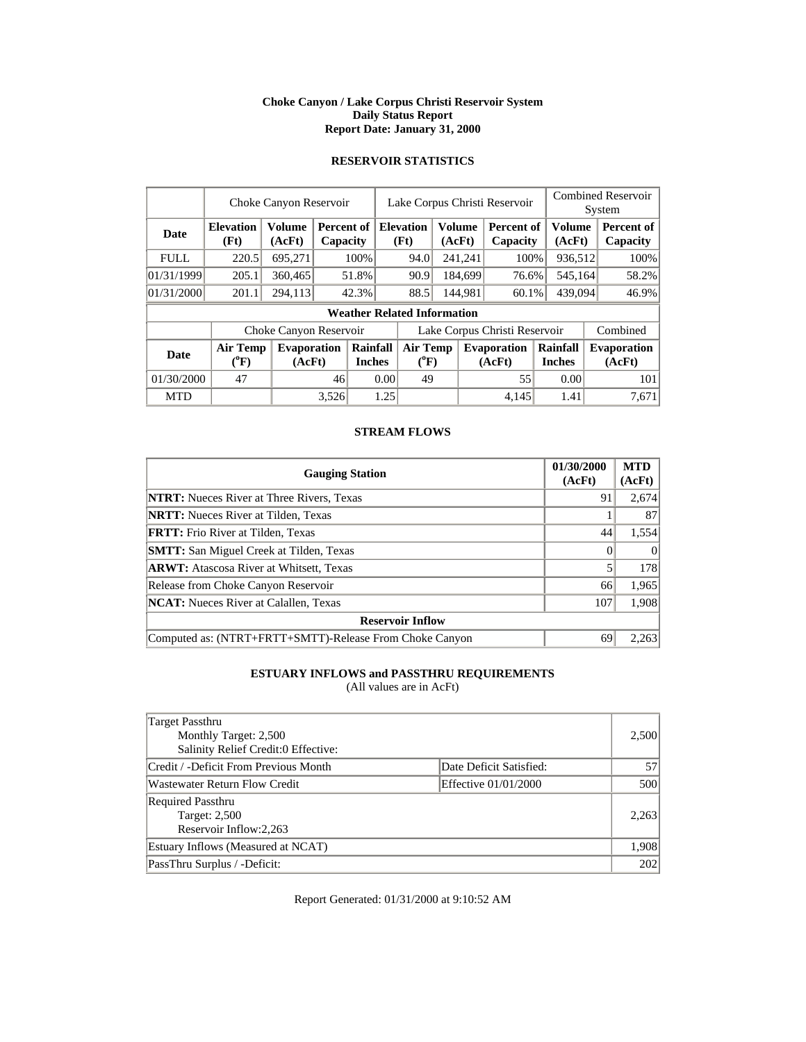**Choke Canyon / Lake Corpus Christi Reservoir System**
**Daily Status Report**
**Report Date: January 31, 2000**

## RESERVOIR STATISTICS

| | Choke Canyon Reservoir | | | Lake Corpus Christi Reservoir | | | Combined Reservoir System | |
|---|---|---|---|---|---|---|---|---|
| **Date** | **Elevation (Ft)** | **Volume (AcFt)** | **Percent of Capacity** | **Elevation (Ft)** | **Volume (AcFt)** | **Percent of Capacity** | **Volume (AcFt)** | **Percent of Capacity** |
| FULL | 220.5 | 695,271 | 100% | 94.0 | 241,241 | 100% | 936,512 | 100% |
| 01/31/1999 | 205.1 | 360,465 | 51.8% | 90.9 | 184,699 | 76.6% | 545,164 | 58.2% |
| 01/31/2000 | 201.1 | 294,113 | 42.3% | 88.5 | 144,981 | 60.1% | 439,094 | 46.9% |

**Weather Related Information**

| | Choke Canyon Reservoir | | | Lake Corpus Christi Reservoir | | | Combined |
|---|---|---|---|---|---|---|---|
| **Date** | **Air Temp (°F)** | **Evaporation (AcFt)** | **Rainfall Inches** | **Air Temp (°F)** | **Evaporation (AcFt)** | **Rainfall Inches** | **Evaporation (AcFt)** |
| 01/30/2000 | 47 | 46 | 0.00 | 49 | 55 | 0.00 | 101 |
| MTD | | 3,526 | 1.25 | | 4,145 | 1.41 | 7,671 |

## STREAM FLOWS

| Gauging Station | 01/30/2000 (AcFt) | MTD (AcFt) |
|---|---|---|
| **NTRT:** Nueces River at Three Rivers, Texas | 91 | 2,674 |
| **NRTT:** Nueces River at Tilden, Texas | 1 | 87 |
| **FRTT:** Frio River at Tilden, Texas | 44 | 1,554 |
| **SMTT:** San Miguel Creek at Tilden, Texas | 0 | 0 |
| **ARWT:** Atascosa River at Whitsett, Texas | 5 | 178 |
| Release from Choke Canyon Reservoir | 66 | 1,965 |
| **NCAT:** Nueces River at Calallen, Texas | 107 | 1,908 |
| **Reservoir Inflow** | | |
| Computed as: (NTRT+FRTT+SMTT)-Release From Choke Canyon | 69 | 2,263 |

## ESTUARY INFLOWS and PASSTHRU REQUIREMENTS

(All values are in AcFt)

| | | |
|---|---|---|
| Target Passthru<br>Monthly Target: 2,500<br>Salinity Relief Credit:0 Effective: | | 2,500 |
| Credit / -Deficit From Previous Month | Date Deficit Satisfied: | 57 |
| Wastewater Return Flow Credit | Effective 01/01/2000 | 500 |
| Required Passthru<br>Target: 2,500<br>Reservoir Inflow:2,263 | | 2,263 |
| Estuary Inflows (Measured at NCAT) | | 1,908 |
| PassThru Surplus / -Deficit: | | 202 |

Report Generated: 01/31/2000 at 9:10:52 AM